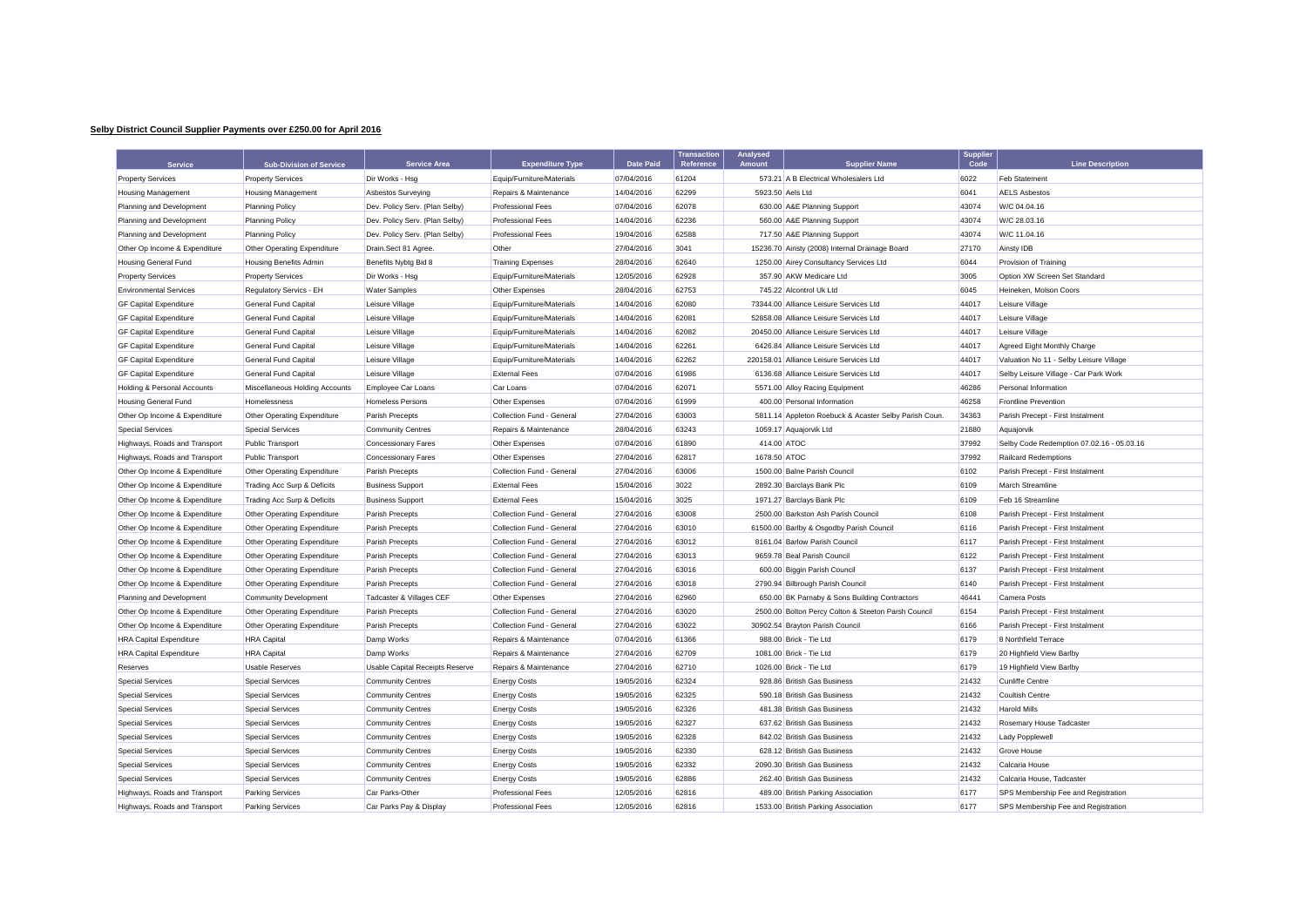**Selby District Council Supplier Payments over £250.00 for April 2016**

| Service | Sub-Division of Service | Service Area | Expenditure Type | Date Paid | Transaction Reference | Analysed Amount | Supplier Name | Supplier Code | Line Description |
|---|---|---|---|---|---|---|---|---|---|
| Property Services | Property Services | Dir Works - Hsg | Equip/Furniture/Materials | 07/04/2016 | 61204 | 573.21 | A B Electrical Wholesalers Ltd | 6022 | Feb Statement |
| Housing Management | Housing Management | Asbestos Surveying | Repairs & Maintenance | 14/04/2016 | 62299 | 5923.50 | Aels Ltd | 6041 | AELS Asbestos |
| Planning and Development | Planning Policy | Dev. Policy Serv. (Plan Selby) | Professional Fees | 07/04/2016 | 62078 | 630.00 | A&E Planning Support | 43074 | W/C 04.04.16 |
| Planning and Development | Planning Policy | Dev. Policy Serv. (Plan Selby) | Professional Fees | 14/04/2016 | 62236 | 560.00 | A&E Planning Support | 43074 | W/C 28.03.16 |
| Planning and Development | Planning Policy | Dev. Policy Serv. (Plan Selby) | Professional Fees | 19/04/2016 | 62588 | 717.50 | A&E Planning Support | 43074 | W/C 11.04.16 |
| Other Op Income & Expenditure | Other Operating Expenditure | Drain.Sect 81 Agree. | Other | 27/04/2016 | 3041 | 15236.70 | Ainsty (2008) Internal Drainage Board | 27170 | Ainsty IDB |
| Housing General Fund | Housing Benefits Admin | Benefits Nybtg Bid 8 | Training Expenses | 28/04/2016 | 62640 | 1250.00 | Airey Consultancy Services Ltd | 6044 | Provision of Training |
| Property Services | Property Services | Dir Works - Hsg | Equip/Furniture/Materials | 12/05/2016 | 62928 | 357.90 | AKW Medicare Ltd | 3005 | Option XW Screen Set Standard |
| Environmental Services | Regulatory Servics - EH | Water Samples | Other Expenses | 28/04/2016 | 62753 | 745.22 | Alcontrol Uk Ltd | 6045 | Heineken, Molson Coors |
| GF Capital Expenditure | General Fund Capital | Leisure Village | Equip/Furniture/Materials | 14/04/2016 | 62080 | 73344.00 | Alliance Leisure Services Ltd | 44017 | Leisure Village |
| GF Capital Expenditure | General Fund Capital | Leisure Village | Equip/Furniture/Materials | 14/04/2016 | 62081 | 52858.08 | Alliance Leisure Services Ltd | 44017 | Leisure Village |
| GF Capital Expenditure | General Fund Capital | Leisure Village | Equip/Furniture/Materials | 14/04/2016 | 62082 | 20450.00 | Alliance Leisure Services Ltd | 44017 | Leisure Village |
| GF Capital Expenditure | General Fund Capital | Leisure Village | Equip/Furniture/Materials | 14/04/2016 | 62261 | 6426.84 | Alliance Leisure Services Ltd | 44017 | Agreed Eight Monthly Charge |
| GF Capital Expenditure | General Fund Capital | Leisure Village | Equip/Furniture/Materials | 14/04/2016 | 62262 | 220158.01 | Alliance Leisure Services Ltd | 44017 | Valuation No 11 - Selby Leisure Village |
| GF Capital Expenditure | General Fund Capital | Leisure Village | External Fees | 07/04/2016 | 61986 | 6136.68 | Alliance Leisure Services Ltd | 44017 | Selby Leisure Village - Car Park Work |
| Holding & Personal Accounts | Miscellaneous Holding Accounts | Employee Car Loans | Car Loans | 07/04/2016 | 62071 | 5571.00 | Alloy Racing Equipment | 46286 | Personal Information |
| Housing General Fund | Homelessness | Homeless Persons | Other Expenses | 07/04/2016 | 61999 | 400.00 | Personal Information | 46258 | Frontline Prevention |
| Other Op Income & Expenditure | Other Operating Expenditure | Parish Precepts | Collection Fund - General | 27/04/2016 | 63003 | 5811.14 | Appleton Roebuck & Acaster Selby Parish Coun. | 34363 | Parish Precept - First Instalment |
| Special Services | Special Services | Community Centres | Repairs & Maintenance | 28/04/2016 | 63243 | 1059.17 | Aquajorvik Ltd | 21880 | Aquajorvik |
| Highways, Roads and Transport | Public Transport | Concessionary Fares | Other Expenses | 07/04/2016 | 61890 | 414.00 | ATOC | 37992 | Selby Code Redemption 07.02.16 - 05.03.16 |
| Highways, Roads and Transport | Public Transport | Concessionary Fares | Other Expenses | 27/04/2016 | 62817 | 1678.50 | ATOC | 37992 | Railcard Redemptions |
| Other Op Income & Expenditure | Other Operating Expenditure | Parish Precepts | Collection Fund - General | 27/04/2016 | 63006 | 1500.00 | Balne Parish Council | 6102 | Parish Precept - First Instalment |
| Other Op Income & Expenditure | Trading Acc Surp & Deficits | Business Support | External Fees | 15/04/2016 | 3022 | 2892.30 | Barclays Bank Plc | 6109 | March Streamline |
| Other Op Income & Expenditure | Trading Acc Surp & Deficits | Business Support | External Fees | 15/04/2016 | 3025 | 1971.27 | Barclays Bank Plc | 6109 | Feb 16 Streamline |
| Other Op Income & Expenditure | Other Operating Expenditure | Parish Precepts | Collection Fund - General | 27/04/2016 | 63008 | 2500.00 | Barkston Ash Parish Council | 6108 | Parish Precept - First Instalment |
| Other Op Income & Expenditure | Other Operating Expenditure | Parish Precepts | Collection Fund - General | 27/04/2016 | 63010 | 61500.00 | Barlby & Osgodby Parish Council | 6116 | Parish Precept - First Instalment |
| Other Op Income & Expenditure | Other Operating Expenditure | Parish Precepts | Collection Fund - General | 27/04/2016 | 63012 | 8161.04 | Barlow Parish Council | 6117 | Parish Precept - First Instalment |
| Other Op Income & Expenditure | Other Operating Expenditure | Parish Precepts | Collection Fund - General | 27/04/2016 | 63013 | 9659.78 | Beal Parish Council | 6122 | Parish Precept - First Instalment |
| Other Op Income & Expenditure | Other Operating Expenditure | Parish Precepts | Collection Fund - General | 27/04/2016 | 63016 | 600.00 | Biggin Parish Council | 6137 | Parish Precept - First Instalment |
| Other Op Income & Expenditure | Other Operating Expenditure | Parish Precepts | Collection Fund - General | 27/04/2016 | 63018 | 2790.94 | Bilbrough Parish Council | 6140 | Parish Precept - First Instalment |
| Planning and Development | Community Development | Tadcaster & Villages CEF | Other Expenses | 27/04/2016 | 62960 | 650.00 | BK Parnaby & Sons Building Contractors | 46441 | Camera Posts |
| Other Op Income & Expenditure | Other Operating Expenditure | Parish Precepts | Collection Fund - General | 27/04/2016 | 63020 | 2500.00 | Bolton Percy Colton & Steeton Parsh Council | 6154 | Parish Precept - First Instalment |
| Other Op Income & Expenditure | Other Operating Expenditure | Parish Precepts | Collection Fund - General | 27/04/2016 | 63022 | 30902.54 | Brayton Parish Council | 6166 | Parish Precept - First Instalment |
| HRA Capital Expenditure | HRA Capital | Damp Works | Repairs & Maintenance | 07/04/2016 | 61366 | 988.00 | Brick - Tie Ltd | 6179 | 8 Northfield Terrace |
| HRA Capital Expenditure | HRA Capital | Damp Works | Repairs & Maintenance | 27/04/2016 | 62709 | 1081.00 | Brick - Tie Ltd | 6179 | 20 Highfield View Barlby |
| Reserves | Usable Reserves | Usable Capital Receipts Reserve | Repairs & Maintenance | 27/04/2016 | 62710 | 1026.00 | Brick - Tie Ltd | 6179 | 19 Highfield View Barlby |
| Special Services | Special Services | Community Centres | Energy Costs | 19/05/2016 | 62324 | 928.86 | British Gas Business | 21432 | Cunliffe Centre |
| Special Services | Special Services | Community Centres | Energy Costs | 19/05/2016 | 62325 | 590.18 | British Gas Business | 21432 | Coultish Centre |
| Special Services | Special Services | Community Centres | Energy Costs | 19/05/2016 | 62326 | 481.38 | British Gas Business | 21432 | Harold Mills |
| Special Services | Special Services | Community Centres | Energy Costs | 19/05/2016 | 62327 | 637.62 | British Gas Business | 21432 | Rosemary House Tadcaster |
| Special Services | Special Services | Community Centres | Energy Costs | 19/05/2016 | 62328 | 842.02 | British Gas Business | 21432 | Lady Popplewell |
| Special Services | Special Services | Community Centres | Energy Costs | 19/05/2016 | 62330 | 628.12 | British Gas Business | 21432 | Grove House |
| Special Services | Special Services | Community Centres | Energy Costs | 19/05/2016 | 62332 | 2090.30 | British Gas Business | 21432 | Calcaria House |
| Special Services | Special Services | Community Centres | Energy Costs | 19/05/2016 | 62886 | 262.40 | British Gas Business | 21432 | Calcaria House, Tadcaster |
| Highways, Roads and Transport | Parking Services | Car Parks-Other | Professional Fees | 12/05/2016 | 62816 | 489.00 | British Parking Association | 6177 | SPS Membership Fee and Registration |
| Highways, Roads and Transport | Parking Services | Car Parks Pay & Display | Professional Fees | 12/05/2016 | 62816 | 1533.00 | British Parking Association | 6177 | SPS Membership Fee and Registration |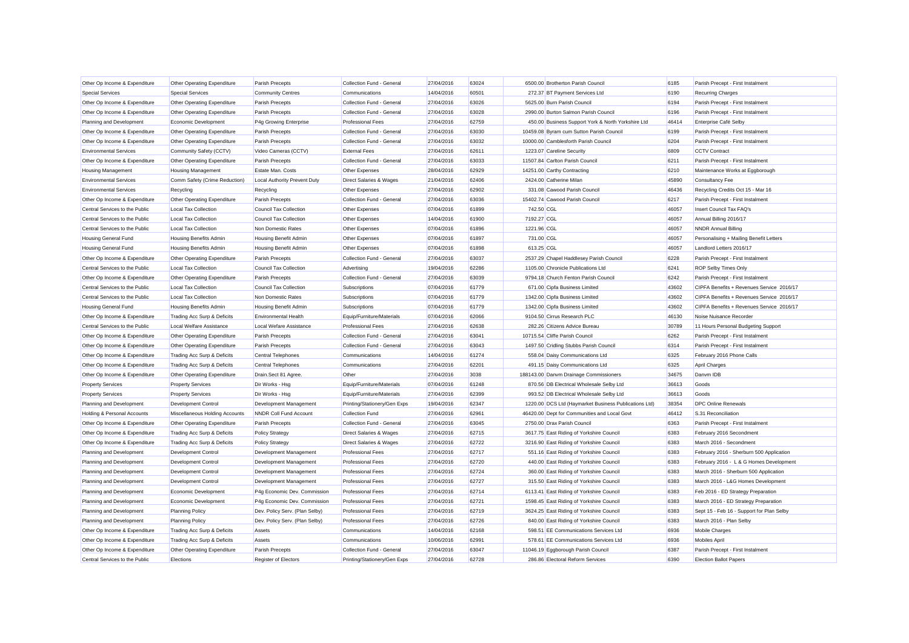| | | | | | | | | | |
|---|---|---|---|---|---|---|---|---|---|
| Other Op Income & Expenditure | Other Operating Expenditure | Parish Precepts | Collection Fund - General | 27/04/2016 | 63024 | 6500.00 | Brotherton Parish Council | 6185 | Parish Precept - First Instalment |
| Special Services | Special Services | Community Centres | Communications | 14/04/2016 | 60501 | 272.37 | BT Payment Services Ltd | 6190 | Recurring Charges |
| Other Op Income & Expenditure | Other Operating Expenditure | Parish Precepts | Collection Fund - General | 27/04/2016 | 63026 | 5625.00 | Burn Parish Council | 6194 | Parish Precept - First Instalment |
| Other Op Income & Expenditure | Other Operating Expenditure | Parish Precepts | Collection Fund - General | 27/04/2016 | 63028 | 2990.00 | Burton Salmon Parish Council | 6196 | Parish Precept - First Instalment |
| Planning and Development | Economic Development | P4g Growing Enterprise | Professional Fees | 27/04/2016 | 62759 | 450.00 | Business Support York & North Yorkshire Ltd | 46414 | Enterprise Café Selby |
| Other Op Income & Expenditure | Other Operating Expenditure | Parish Precepts | Collection Fund - General | 27/04/2016 | 63030 | 10459.08 | Byram cum Sutton Parish Council | 6199 | Parish Precept - First Instalment |
| Other Op Income & Expenditure | Other Operating Expenditure | Parish Precepts | Collection Fund - General | 27/04/2016 | 63032 | 10000.00 | Camblesforth Parish Council | 6204 | Parish Precept - First Instalment |
| Environmental Services | Community Safety (CCTV) | Video Cameras (CCTV) | External Fees | 27/04/2016 | 62611 | 1223.07 | Careline Security | 6809 | CCTV Contract |
| Other Op Income & Expenditure | Other Operating Expenditure | Parish Precepts | Collection Fund - General | 27/04/2016 | 63033 | 11507.84 | Carlton Parish Council | 6211 | Parish Precept - First Instalment |
| Housing Management | Housing Management | Estate Man. Costs | Other Expenses | 28/04/2016 | 62929 | 14251.00 | Carthy Contracting | 6210 | Maintenance Works at Eggborough |
| Environmental Services | Comm Safety (Crime Reduction) | Local Authority Prevent Duty | Direct Salaries & Wages | 21/04/2016 | 62406 | 2424.00 | Catherine Milan | 45890 | Consultancy Fee |
| Environmental Services | Recycling | Recycling | Other Expenses | 27/04/2016 | 62902 | 331.08 | Cawood Parish Council | 46436 | Recycling Credits Oct 15 - Mar 16 |
| Other Op Income & Expenditure | Other Operating Expenditure | Parish Precepts | Collection Fund - General | 27/04/2016 | 63036 | 15402.74 | Cawood Parish Council | 6217 | Parish Precept - First Instalment |
| Central Services to the Public | Local Tax Collection | Council Tax Collection | Other Expenses | 07/04/2016 | 61899 | 742.50 | CGL | 46057 | Insert Council Tax FAQ's |
| Central Services to the Public | Local Tax Collection | Council Tax Collection | Other Expenses | 14/04/2016 | 61900 | 7192.27 | CGL | 46057 | Annual Billing 2016/17 |
| Central Services to the Public | Local Tax Collection | Non Domestic Rates | Other Expenses | 07/04/2016 | 61896 | 1221.96 | CGL | 46057 | NNDR Annual Billing |
| Housing General Fund | Housing Benefits Admin | Housing Benefit Admin | Other Expenses | 07/04/2016 | 61897 | 731.00 | CGL | 46057 | Personalising + Mailing Benefit Letters |
| Housing General Fund | Housing Benefits Admin | Housing Benefit Admin | Other Expenses | 07/04/2016 | 61898 | 613.25 | CGL | 46057 | Landlord Letters 2016/17 |
| Other Op Income & Expenditure | Other Operating Expenditure | Parish Precepts | Collection Fund - General | 27/04/2016 | 63037 | 2537.29 | Chapel Haddlesey Parish Council | 6228 | Parish Precept - First Instalment |
| Central Services to the Public | Local Tax Collection | Council Tax Collection | Advertising | 19/04/2016 | 62286 | 1105.00 | Chronicle Publications Ltd | 6241 | ROP Selby Times Only |
| Other Op Income & Expenditure | Other Operating Expenditure | Parish Precepts | Collection Fund - General | 27/04/2016 | 63039 | 9794.18 | Church Fenton Parish Council | 6242 | Parish Precept - First Instalment |
| Central Services to the Public | Local Tax Collection | Council Tax Collection | Subscriptions | 07/04/2016 | 61779 | 671.00 | Cipfa Business Limited | 43602 | CIPFA Benefits + Revenues Service 2016/17 |
| Central Services to the Public | Local Tax Collection | Non Domestic Rates | Subscriptions | 07/04/2016 | 61779 | 1342.00 | Cipfa Business Limited | 43602 | CIPFA Benefits + Revenues Service 2016/17 |
| Housing General Fund | Housing Benefits Admin | Housing Benefit Admin | Subscriptions | 07/04/2016 | 61779 | 1342.00 | Cipfa Business Limited | 43602 | CIPFA Benefits + Revenues Service 2016/17 |
| Other Op Income & Expenditure | Trading Acc Surp & Deficits | Environmental Health | Equip/Furniture/Materials | 07/04/2016 | 62066 | 9104.50 | Cirrus Research PLC | 46130 | Noise Nuisance Recorder |
| Central Services to the Public | Local Welfare Assistance | Local Wefare Assistance | Professional Fees | 27/04/2016 | 62638 | 282.26 | Citizens Advice Bureau | 30789 | 11 Hours Personal Budgeting Support |
| Other Op Income & Expenditure | Other Operating Expenditure | Parish Precepts | Collection Fund - General | 27/04/2016 | 63041 | 10715.54 | Cliffe Parish Council | 6262 | Parish Precept - First Instalment |
| Other Op Income & Expenditure | Other Operating Expenditure | Parish Precepts | Collection Fund - General | 27/04/2016 | 63043 | 1497.50 | Cridling Stubbs Parish Council | 6314 | Parish Precept - First Instalment |
| Other Op Income & Expenditure | Trading Acc Surp & Deficits | Central Telephones | Communications | 14/04/2016 | 61274 | 558.04 | Daisy Communications Ltd | 6325 | February 2016 Phone Calls |
| Other Op Income & Expenditure | Trading Acc Surp & Deficits | Central Telephones | Communications | 27/04/2016 | 62201 | 491.15 | Daisy Communications Ltd | 6325 | April Charges |
| Other Op Income & Expenditure | Other Operating Expenditure | Drain.Sect 81 Agree. | Other | 27/04/2016 | 3038 | 188143.00 | Danvm Drainage Commissioners | 34675 | Danvm IDB |
| Property Services | Property Services | Dir Works - Hsg | Equip/Furniture/Materials | 07/04/2016 | 61248 | 870.56 | DB Electrical Wholesale Selby Ltd | 36613 | Goods |
| Property Services | Property Services | Dir Works - Hsg | Equip/Furniture/Materials | 27/04/2016 | 62399 | 993.52 | DB Electrical Wholesale Selby Ltd | 36613 | Goods |
| Planning and Development | Development Control | Development Management | Printing/Stationery/Gen Exps | 19/04/2016 | 62347 | 1220.00 | DCS Ltd (Haymarket Business Publications Ltd) | 38354 | DPC Online Renewals |
| Holding & Personal Accounts | Miscellaneous Holding Accounts | NNDR Coll Fund Account | Collection Fund | 27/04/2016 | 62961 | 46420.00 | Dept for Communities and Local Govt | 46412 | S.31 Reconciliation |
| Other Op Income & Expenditure | Other Operating Expenditure | Parish Precepts | Collection Fund - General | 27/04/2016 | 63045 | 2750.00 | Drax Parish Council | 6363 | Parish Precept - First Instalment |
| Other Op Income & Expenditure | Trading Acc Surp & Deficits | Policy Strategy | Direct Salaries & Wages | 27/04/2016 | 62715 | 3617.75 | East Riding of Yorkshire Council | 6383 | February 2016 Secondment |
| Other Op Income & Expenditure | Trading Acc Surp & Deficits | Policy Strategy | Direct Salaries & Wages | 27/04/2016 | 62722 | 3216.90 | East Riding of Yorkshire Council | 6383 | March 2016 - Secondment |
| Planning and Development | Development Control | Development Management | Professional Fees | 27/04/2016 | 62717 | 551.16 | East Riding of Yorkshire Council | 6383 | February 2016 - Sherburn 500 Application |
| Planning and Development | Development Control | Development Management | Professional Fees | 27/04/2016 | 62720 | 440.00 | East Riding of Yorkshire Council | 6383 | February 2016 - L & G Homes Development |
| Planning and Development | Development Control | Development Management | Professional Fees | 27/04/2016 | 62724 | 360.00 | East Riding of Yorkshire Council | 6383 | March 2016 - Sherburn 500 Application |
| Planning and Development | Development Control | Development Management | Professional Fees | 27/04/2016 | 62727 | 315.50 | East Riding of Yorkshire Council | 6383 | March 2016 - L&G Homes Development |
| Planning and Development | Economic Development | P4g Economic Dev. Commission | Professional Fees | 27/04/2016 | 62714 | 6113.41 | East Riding of Yorkshire Council | 6383 | Feb 2016 - ED Strategy Preparation |
| Planning and Development | Economic Development | P4g Economic Dev. Commission | Professional Fees | 27/04/2016 | 62721 | 1598.45 | East Riding of Yorkshire Council | 6383 | March 2016 - ED Strategy Preparation |
| Planning and Development | Planning Policy | Dev. Policy Serv. (Plan Selby) | Professional Fees | 27/04/2016 | 62719 | 3624.25 | East Riding of Yorkshire Council | 6383 | Sept 15 - Feb 16 - Support for Plan Selby |
| Planning and Development | Planning Policy | Dev. Policy Serv. (Plan Selby) | Professional Fees | 27/04/2016 | 62726 | 840.00 | East Riding of Yorkshire Council | 6383 | March 2016 - Plan Selby |
| Other Op Income & Expenditure | Trading Acc Surp & Deficits | Assets | Communications | 14/04/2016 | 62168 | 598.51 | EE Communications Services Ltd | 6936 | Mobile Charges |
| Other Op Income & Expenditure | Trading Acc Surp & Deficits | Assets | Communications | 10/06/2016 | 62991 | 578.61 | EE Communications Services Ltd | 6936 | Mobiles April |
| Other Op Income & Expenditure | Other Operating Expenditure | Parish Precepts | Collection Fund - General | 27/04/2016 | 63047 | 11046.19 | Eggborough Parish Council | 6387 | Parish Precept - First Instalment |
| Central Services to the Public | Elections | Register of Electors | Printing/Stationery/Gen Exps | 27/04/2016 | 62728 | 286.86 | Electoral Reform Services | 6390 | Election Ballot Papers |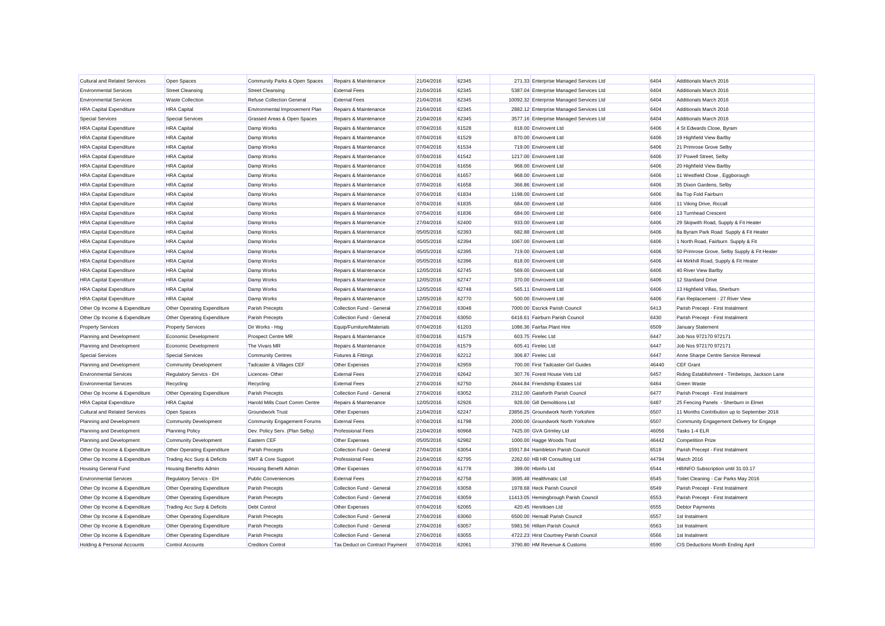| | | | | | | | | | |
|---|---|---|---|---|---|---|---|---|---|
| Cultural and Related Services | Open Spaces | Community Parks & Open Spaces | Repairs & Maintenance | 21/04/2016 | 62345 | 271.33 | Enterprise Managed Services Ltd | 6404 | Additionals March 2016 |
| Environmental Services | Street Cleansing | Street Cleansing | External Fees | 21/04/2016 | 62345 | 5387.04 | Enterprise Managed Services Ltd | 6404 | Additionals March 2016 |
| Environmental Services | Waste Collection | Refuse Collection General | External Fees | 21/04/2016 | 62345 | 10092.32 | Enterprise Managed Services Ltd | 6404 | Additionals March 2016 |
| HRA Capital Expenditure | HRA Capital | Environmental Improvement Plan | Repairs & Maintenance | 21/04/2016 | 62345 | 2882.12 | Enterprise Managed Services Ltd | 6404 | Additionals March 2016 |
| Special Services | Special Services | Grassed Areas & Open Spaces | Repairs & Maintenance | 21/04/2016 | 62345 | 3577.16 | Enterprise Managed Services Ltd | 6404 | Additionals March 2016 |
| HRA Capital Expenditure | HRA Capital | Damp Works | Repairs & Maintenance | 07/04/2016 | 61528 | 818.00 | Envirovent Ltd | 6406 | 4 St Edwards Close, Byram |
| HRA Capital Expenditure | HRA Capital | Damp Works | Repairs & Maintenance | 07/04/2016 | 61529 | 870.00 | Envirovent Ltd | 6406 | 19 Highfield View Barlby |
| HRA Capital Expenditure | HRA Capital | Damp Works | Repairs & Maintenance | 07/04/2016 | 61534 | 719.00 | Envirovent Ltd | 6406 | 21 Primrose Grove Selby |
| HRA Capital Expenditure | HRA Capital | Damp Works | Repairs & Maintenance | 07/04/2016 | 61542 | 1217.00 | Envirovent Ltd | 6406 | 37 Powell Street, Selby |
| HRA Capital Expenditure | HRA Capital | Damp Works | Repairs & Maintenance | 07/04/2016 | 61656 | 968.00 | Envirovent Ltd | 6406 | 20 Highfield View Barlby |
| HRA Capital Expenditure | HRA Capital | Damp Works | Repairs & Maintenance | 07/04/2016 | 61657 | 968.00 | Envirovent Ltd | 6406 | 11 Westfield Close , Eggborough |
| HRA Capital Expenditure | HRA Capital | Damp Works | Repairs & Maintenance | 07/04/2016 | 61658 | 366.86 | Envirovent Ltd | 6406 | 35 Dixon Gardens, Selby |
| HRA Capital Expenditure | HRA Capital | Damp Works | Repairs & Maintenance | 07/04/2016 | 61834 | 1198.00 | Envirovent Ltd | 6406 | 8a Top Fold Fairburn |
| HRA Capital Expenditure | HRA Capital | Damp Works | Repairs & Maintenance | 07/04/2016 | 61835 | 684.00 | Envirovent Ltd | 6406 | 11 Viking Drive, Riccall |
| HRA Capital Expenditure | HRA Capital | Damp Works | Repairs & Maintenance | 07/04/2016 | 61836 | 684.00 | Envirovent Ltd | 6406 | 13 Turnhead Crescent |
| HRA Capital Expenditure | HRA Capital | Damp Works | Repairs & Maintenance | 27/04/2016 | 62400 | 933.00 | Envirovent Ltd | 6406 | 29 Skipwith Road, Supply & Fit Heater |
| HRA Capital Expenditure | HRA Capital | Damp Works | Repairs & Maintenance | 05/05/2016 | 62393 | 682.88 | Envirovent Ltd | 6406 | 8a Byram Park Road Supply & Fit Heater |
| HRA Capital Expenditure | HRA Capital | Damp Works | Repairs & Maintenance | 05/05/2016 | 62394 | 1067.00 | Envirovent Ltd | 6406 | 1 North Road, Fairburn Supply & Fit |
| HRA Capital Expenditure | HRA Capital | Damp Works | Repairs & Maintenance | 05/05/2016 | 62395 | 719.00 | Envirovent Ltd | 6406 | 50 Primrose Grove, Selby Supply & Fit Heater |
| HRA Capital Expenditure | HRA Capital | Damp Works | Repairs & Maintenance | 05/05/2016 | 62396 | 818.00 | Envirovent Ltd | 6406 | 44 Mirkhill Road, Supply & Fit Heater |
| HRA Capital Expenditure | HRA Capital | Damp Works | Repairs & Maintenance | 12/05/2016 | 62745 | 569.00 | Envirovent Ltd | 6406 | 40 River View Barlby |
| HRA Capital Expenditure | HRA Capital | Damp Works | Repairs & Maintenance | 12/05/2016 | 62747 | 370.00 | Envirovent Ltd | 6406 | 12 Staniland Drive |
| HRA Capital Expenditure | HRA Capital | Damp Works | Repairs & Maintenance | 12/05/2016 | 62748 | 565.11 | Envirovent Ltd | 6406 | 13 Highfield Villas, Sherburn |
| HRA Capital Expenditure | HRA Capital | Damp Works | Repairs & Maintenance | 12/05/2016 | 62770 | 500.00 | Envirovent Ltd | 6406 | Fan Replacement - 27 River View |
| Other Op Income & Expenditure | Other Operating Expenditure | Parish Precepts | Collection Fund - General | 27/04/2016 | 63048 | 7000.00 | Escrick Parish Council | 6413 | Parish Precept - First Instalment |
| Other Op Income & Expenditure | Other Operating Expenditure | Parish Precepts | Collection Fund - General | 27/04/2016 | 63050 | 6416.61 | Fairburn Parish Council | 6430 | Parish Precept - First Instalment |
| Property Services | Property Services | Dir Works - Hsg | Equip/Furniture/Materials | 07/04/2016 | 61203 | 1086.36 | Fairfax Plant Hire | 6509 | January Statement |
| Planning and Development | Economic Development | Prospect Centre MR | Repairs & Maintenance | 07/04/2016 | 61579 | 603.75 | Firelec Ltd | 6447 | Job Nos 972170 972171 |
| Planning and Development | Economic Development | The Vivars MR | Repairs & Maintenance | 07/04/2016 | 61579 | 605.41 | Firelec Ltd | 6447 | Job Nos 972170 972171 |
| Special Services | Special Services | Community Centres | Fixtures & Fittings | 27/04/2016 | 62212 | 306.87 | Firelec Ltd | 6447 | Anne Sharpe Centre Service Renewal |
| Planning and Development | Community Development | Tadcaster & Villages CEF | Other Expenses | 27/04/2016 | 62959 | 700.00 | First Tadcaster Girl Guides | 46440 | CEF Grant |
| Environmental Services | Regulatory Servics - EH | Licences- Other | External Fees | 27/04/2016 | 62642 | 307.76 | Forest House Vets Ltd | 6457 | Riding Establishment - Timbetops, Jackson Lane |
| Environmental Services | Recycling | Recycling | External Fees | 27/04/2016 | 62750 | 2644.84 | Friendship Estates Ltd | 6464 | Green Waste |
| Other Op Income & Expenditure | Other Operating Expenditure | Parish Precepts | Collection Fund - General | 27/04/2016 | 63052 | 2312.00 | Gateforth Parish Council | 6477 | Parish Precept - First Instalment |
| HRA Capital Expenditure | HRA Capital | Harold Mills Court Comm Centre | Repairs & Maintenance | 12/05/2016 | 62926 | 926.00 | Gill Demolitions Ltd | 6487 | 25 Fencing Panels - Sherburn in Elmet |
| Cultural and Related Services | Open Spaces | Groundwork Trust | Other Expenses | 21/04/2016 | 62247 | 23856.25 | Groundwork North Yorkshire | 6507 | 11 Months Contribution up to September 2016 |
| Planning and Development | Community Development | Community Engagement Forums | External Fees | 07/04/2016 | 61798 | 2000.00 | Groundwork North Yorkshire | 6507 | Community Engagement Delivery for Engage |
| Planning and Development | Planning Policy | Dev. Policy Serv. (Plan Selby) | Professional Fees | 21/04/2016 | 60968 | 7425.00 | GVA Grimley Ltd | 46056 | Tasks 1-4 ELR |
| Planning and Development | Community Development | Eastern CEF | Other Expenses | 05/05/2016 | 62982 | 1000.00 | Hagge Woods Trust | 46442 | Competition Prize |
| Other Op Income & Expenditure | Other Operating Expenditure | Parish Precepts | Collection Fund - General | 27/04/2016 | 63054 | 15917.84 | Hambleton Parish Council | 6519 | Parish Precept - First Instalment |
| Other Op Income & Expenditure | Trading Acc Surp & Deficits | SMT & Core Support | Professional Fees | 21/04/2016 | 62795 | 2262.60 | HB HR Consulting Ltd | 44794 | March 2016 |
| Housing General Fund | Housing Benefits Admin | Housing Benefit Admin | Other Expenses | 07/04/2016 | 61778 | 399.00 | Hbinfo Ltd | 6544 | HBINFO Subscription until 31.03.17 |
| Environmental Services | Regulatory Servics - EH | Public Conveniences | External Fees | 27/04/2016 | 62758 | 3695.48 | Healthmatic Ltd | 6545 | Toilet Cleaning - Car Parks May 2016 |
| Other Op Income & Expenditure | Other Operating Expenditure | Parish Precepts | Collection Fund - General | 27/04/2016 | 63058 | 1978.68 | Heck Parish Council | 6549 | Parish Precept - First Instalment |
| Other Op Income & Expenditure | Other Operating Expenditure | Parish Precepts | Collection Fund - General | 27/04/2016 | 63059 | 11413.05 | Hemingbrough Parish Council | 6553 | Parish Precept - First Instalment |
| Other Op Income & Expenditure | Trading Acc Surp & Deficits | Debt Control | Other Expenses | 07/04/2016 | 62065 | 420.45 | Henriksen Ltd | 6555 | Debtor Payments |
| Other Op Income & Expenditure | Other Operating Expenditure | Parish Precepts | Collection Fund - General | 27/04/2016 | 63060 | 6500.00 | Hensall Parish Council | 6557 | 1st Instalment |
| Other Op Income & Expenditure | Other Operating Expenditure | Parish Precepts | Collection Fund - General | 27/04/2016 | 63057 | 5981.56 | Hillam Parish Council | 6563 | 1st Instalment |
| Other Op Income & Expenditure | Other Operating Expenditure | Parish Precepts | Collection Fund - General | 27/04/2016 | 63055 | 4722.23 | Hirst Courtney Parish Council | 6566 | 1st Instalment |
| Holding & Personal Accounts | Control Accounts | Creditors Control | Tax Deduct on Contract Payment | 07/04/2016 | 62061 | 3790.80 | HM Revenue & Customs | 6590 | CIS Deductions Month Ending April |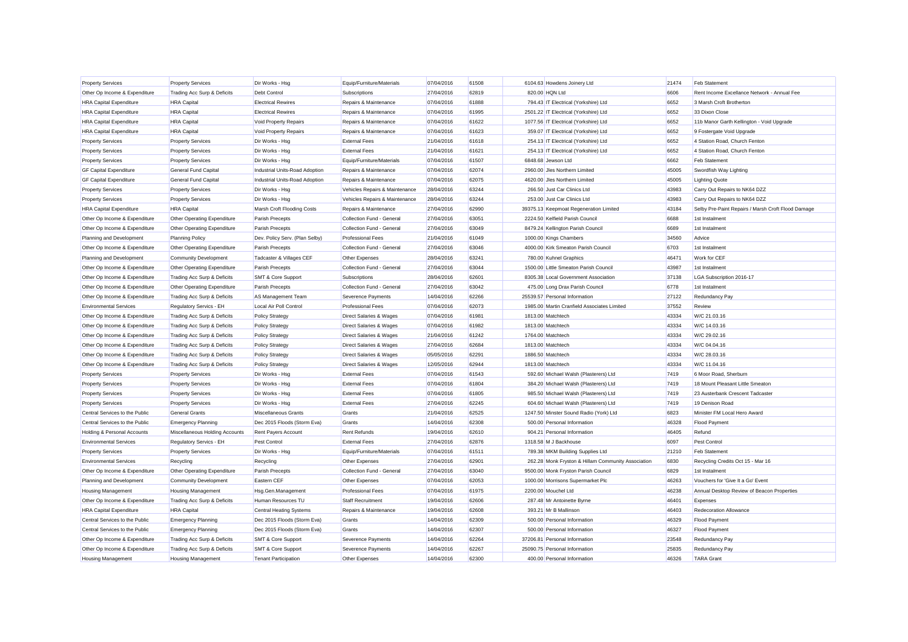| Property Services | Property Services | Dir Works - Hsg | Equip/Furniture/Materials | 07/04/2016 | 61508 | 6104.63 | Howdens Joinery Ltd | 21474 | Feb Statement |
|---|---|---|---|---|---|---|---|---|---|
| Other Op Income & Expenditure | Trading Acc Surp & Deficits | Debt Control | Subscriptions | 27/04/2016 | 62819 | 820.00 | HQN Ltd | 6606 | Rent Income Excellance Network - Annual Fee |
| HRA Capital Expenditure | HRA Capital | Electrical Rewires | Repairs & Maintenance | 07/04/2016 | 61888 | 794.43 | IT Electrical (Yorkshire) Ltd | 6652 | 3 Marsh Croft Brotherton |
| HRA Capital Expenditure | HRA Capital | Electrical Rewires | Repairs & Maintenance | 07/04/2016 | 61995 | 2501.22 | IT Electrical (Yorkshire) Ltd | 6652 | 33 Dixon Close |
| HRA Capital Expenditure | HRA Capital | Void Property Repairs | Repairs & Maintenance | 07/04/2016 | 61622 | 1077.56 | IT Electrical (Yorkshire) Ltd | 6652 | 11b Manor Garth Kellington - Void Upgrade |
| HRA Capital Expenditure | HRA Capital | Void Property Repairs | Repairs & Maintenance | 07/04/2016 | 61623 | 359.07 | IT Electrical (Yorkshire) Ltd | 6652 | 9 Fostergate Void Upgrade |
| Property Services | Property Services | Dir Works - Hsg | External Fees | 21/04/2016 | 61618 | 254.13 | IT Electrical (Yorkshire) Ltd | 6652 | 4 Station Road, Church Fenton |
| Property Services | Property Services | Dir Works - Hsg | External Fees | 21/04/2016 | 61621 | 254.13 | IT Electrical (Yorkshire) Ltd | 6652 | 4 Station Road, Church Fenton |
| Property Services | Property Services | Dir Works - Hsg | Equip/Furniture/Materials | 07/04/2016 | 61507 | 6848.68 | Jewson Ltd | 6662 | Feb Statement |
| GF Capital Expenditure | General Fund Capital | Industrial Units-Road Adoption | Repairs & Maintenance | 07/04/2016 | 62074 | 2960.00 | Jles Northern Limited | 45005 | Swordfish Way Lighting |
| GF Capital Expenditure | General Fund Capital | Industrial Units-Road Adoption | Repairs & Maintenance | 07/04/2016 | 62075 | 4620.00 | Jles Northern Limited | 45005 | Lighting Quote |
| Property Services | Property Services | Dir Works - Hsg | Vehicles Repairs & Maintenance | 28/04/2016 | 63244 | 266.50 | Just Car Clinics Ltd | 43983 | Carry Out Repairs to NK64 DZZ |
| Property Services | Property Services | Dir Works - Hsg | Vehicles Repairs & Maintenance | 28/04/2016 | 63244 | 253.00 | Just Car Clinics Ltd | 43983 | Carry Out Repairs to NK64 DZZ |
| HRA Capital Expenditure | HRA Capital | Marsh Croft Flooding Costs | Repairs & Maintenance | 27/04/2016 | 62990 | 39375.13 | Keepmoat Regeneration Limited | 43184 | Selby Pre-Paint Repairs / Marsh Croft Flood Damage |
| Other Op Income & Expenditure | Other Operating Expenditure | Parish Precepts | Collection Fund - General | 27/04/2016 | 63051 | 2224.50 | Kelfield Parish Council | 6688 | 1st Instalment |
| Other Op Income & Expenditure | Other Operating Expenditure | Parish Precepts | Collection Fund - General | 27/04/2016 | 63049 | 8479.24 | Kellington Parish Council | 6689 | 1st Instalment |
| Planning and Development | Planning Policy | Dev. Policy Serv. (Plan Selby) | Professional Fees | 21/04/2016 | 61049 | 1000.00 | Kings Chambers | 34560 | Advice |
| Other Op Income & Expenditure | Other Operating Expenditure | Parish Precepts | Collection Fund - General | 27/04/2016 | 63046 | 4000.00 | Kirk Smeaton Parish Council | 6703 | 1st Instalment |
| Planning and Development | Community Development | Tadcaster & Villages CEF | Other Expenses | 28/04/2016 | 63241 | 780.00 | Kuhnel Graphics | 46471 | Work for CEF |
| Other Op Income & Expenditure | Other Operating Expenditure | Parish Precepts | Collection Fund - General | 27/04/2016 | 63044 | 1500.00 | Little Smeaton Parish Council | 43987 | 1st Instalment |
| Other Op Income & Expenditure | Trading Acc Surp & Deficits | SMT & Core Support | Subscriptions | 28/04/2016 | 62601 | 8305.38 | Local Government Association | 37138 | LGA Subscription 2016-17 |
| Other Op Income & Expenditure | Other Operating Expenditure | Parish Precepts | Collection Fund - General | 27/04/2016 | 63042 | 475.00 | Long Drax Parish Council | 6778 | 1st Instalment |
| Other Op Income & Expenditure | Trading Acc Surp & Deficits | AS Management Team | Severence Payments | 14/04/2016 | 62266 | 25539.57 | Personal Information | 27122 | Redundancy Pay |
| Environmental Services | Regulatory Servics - EH | Local Air Poll Control | Professional Fees | 07/04/2016 | 62073 | 1985.00 | Martin Cranfield Associates Limited | 37552 | Review |
| Other Op Income & Expenditure | Trading Acc Surp & Deficits | Policy Strategy | Direct Salaries & Wages | 07/04/2016 | 61981 | 1813.00 | Matchtech | 43334 | W/C 21.03.16 |
| Other Op Income & Expenditure | Trading Acc Surp & Deficits | Policy Strategy | Direct Salaries & Wages | 07/04/2016 | 61982 | 1813.00 | Matchtech | 43334 | W/C 14.03.16 |
| Other Op Income & Expenditure | Trading Acc Surp & Deficits | Policy Strategy | Direct Salaries & Wages | 21/04/2016 | 61242 | 1764.00 | Matchtech | 43334 | W/C 29.02.16 |
| Other Op Income & Expenditure | Trading Acc Surp & Deficits | Policy Strategy | Direct Salaries & Wages | 27/04/2016 | 62684 | 1813.00 | Matchtech | 43334 | W/C 04.04.16 |
| Other Op Income & Expenditure | Trading Acc Surp & Deficits | Policy Strategy | Direct Salaries & Wages | 05/05/2016 | 62291 | 1886.50 | Matchtech | 43334 | W/C 28.03.16 |
| Other Op Income & Expenditure | Trading Acc Surp & Deficits | Policy Strategy | Direct Salaries & Wages | 12/05/2016 | 62944 | 1813.00 | Matchtech | 43334 | W/C 11.04.16 |
| Property Services | Property Services | Dir Works - Hsg | External Fees | 07/04/2016 | 61543 | 592.60 | Michael Walsh (Plasterers) Ltd | 7419 | 6 Moor Road, Sherburn |
| Property Services | Property Services | Dir Works - Hsg | External Fees | 07/04/2016 | 61804 | 384.20 | Michael Walsh (Plasterers) Ltd | 7419 | 18 Mount Pleasant Little Smeaton |
| Property Services | Property Services | Dir Works - Hsg | External Fees | 07/04/2016 | 61805 | 985.50 | Michael Walsh (Plasterers) Ltd | 7419 | 23 Austerbank Crescent Tadcaster |
| Property Services | Property Services | Dir Works - Hsg | External Fees | 27/04/2016 | 62245 | 604.60 | Michael Walsh (Plasterers) Ltd | 7419 | 19 Denison Road |
| Central Services to the Public | General Grants | Miscellaneous Grants | Grants | 21/04/2016 | 62525 | 1247.50 | Minster Sound Radio (York) Ltd | 6823 | Minister FM Local Hero Award |
| Central Services to the Public | Emergency Planning | Dec 2015 Floods (Storm Eva) | Grants | 14/04/2016 | 62308 | 500.00 | Personal Information | 46328 | Flood Payment |
| Holding & Personal Accounts | Miscellaneous Holding Accounts | Rent Payers Account | Rent Refunds | 19/04/2016 | 62610 | 904.21 | Personal Information | 46405 | Refund |
| Environmental Services | Regulatory Servics - EH | Pest Control | External Fees | 27/04/2016 | 62876 | 1318.58 | M J Backhouse | 6097 | Pest Control |
| Property Services | Property Services | Dir Works - Hsg | Equip/Furniture/Materials | 07/04/2016 | 61511 | 789.38 | MKM Building Supplies Ltd | 21210 | Feb Statement |
| Environmental Services | Recycling | Recycling | Other Expenses | 27/04/2016 | 62901 | 262.28 | Monk Fryston & Hillam Community Association | 6830 | Recycling Credits Oct 15 - Mar 16 |
| Other Op Income & Expenditure | Other Operating Expenditure | Parish Precepts | Collection Fund - General | 27/04/2016 | 63040 | 9500.00 | Monk Fryston Parish Council | 6829 | 1st Instalment |
| Planning and Development | Community Development | Eastern CEF | Other Expenses | 07/04/2016 | 62053 | 1000.00 | Morrisons Supermarket Plc | 46263 | Vouchers for 'Give It a Go' Event |
| Housing Management | Housing Management | Hsg.Gen.Management | Professional Fees | 07/04/2016 | 61975 | 2200.00 | Mouchel Ltd | 46238 | Annual Desktop Review of Beacon Properties |
| Other Op Income & Expenditure | Trading Acc Surp & Deficits | Human Resources TU | Staff Recruitment | 19/04/2016 | 62606 | 287.48 | Mr Antoinette Byrne | 46401 | Expenses |
| HRA Capital Expenditure | HRA Capital | Central Heating Systems | Repairs & Maintenance | 19/04/2016 | 62608 | 393.21 | Mr B Mallinson | 46403 | Redecoration Allowance |
| Central Services to the Public | Emergency Planning | Dec 2015 Floods (Storm Eva) | Grants | 14/04/2016 | 62309 | 500.00 | Personal Information | 46329 | Flood Payment |
| Central Services to the Public | Emergency Planning | Dec 2015 Floods (Storm Eva) | Grants | 14/04/2016 | 62307 | 500.00 | Personal Information | 46327 | Flood Payment |
| Other Op Income & Expenditure | Trading Acc Surp & Deficits | SMT & Core Support | Severence Payments | 14/04/2016 | 62264 | 37206.81 | Personal Information | 23548 | Redundancy Pay |
| Other Op Income & Expenditure | Trading Acc Surp & Deficits | SMT & Core Support | Severence Payments | 14/04/2016 | 62267 | 25090.75 | Personal Information | 25835 | Redundancy Pay |
| Housing Management | Housing Management | Tenant Participation | Other Expenses | 14/04/2016 | 62300 | 400.00 | Personal Information | 46326 | TARA Grant |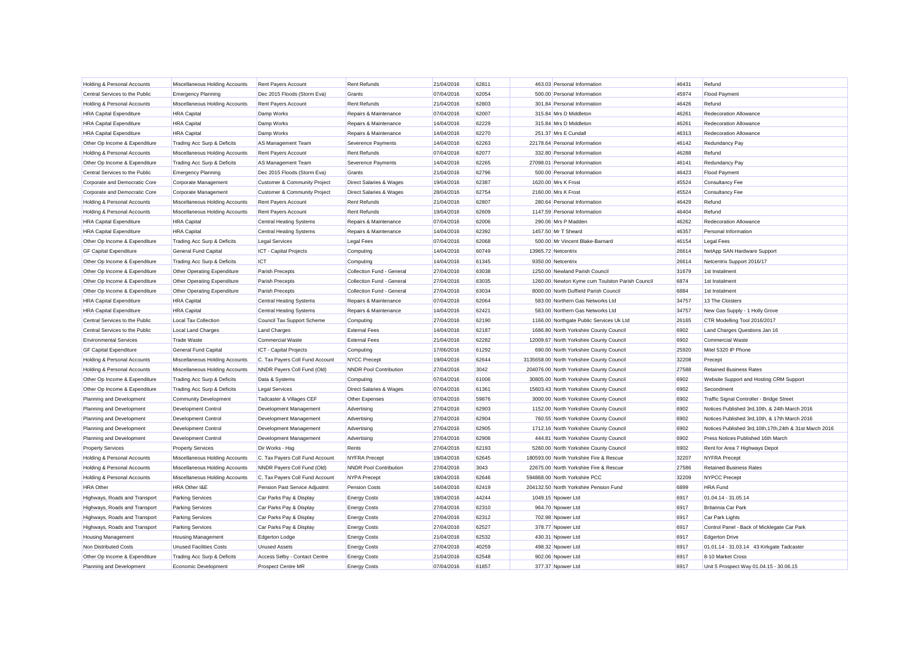| Holding & Personal Accounts | Miscellaneous Holding Accounts | Rent Payers Account | Rent Refunds | 21/04/2016 | 62811 | 463.03 | Personal Information | 46431 | Refund |
|---|---|---|---|---|---|---|---|---|---|
| Central Services to the Public | Emergency Planning | Dec 2015 Floods (Storm Eva) | Grants | 07/04/2016 | 62054 | 500.00 | Personal Information | 45974 | Flood Payment |
| Holding & Personal Accounts | Miscellaneous Holding Accounts | Rent Payers Account | Rent Refunds | 21/04/2016 | 62803 | 301.84 | Personal Information | 46426 | Refund |
| HRA Capital Expenditure | HRA Capital | Damp Works | Repairs & Maintenance | 07/04/2016 | 62007 | 315.84 | Mrs D Middleton | 46261 | Redecoration Allowance |
| HRA Capital Expenditure | HRA Capital | Damp Works | Repairs & Maintenance | 14/04/2016 | 62229 | 315.84 | Mrs D Middleton | 46261 | Redecoration Allowance |
| HRA Capital Expenditure | HRA Capital | Damp Works | Repairs & Maintenance | 14/04/2016 | 62270 | 251.37 | Mrs E Cundall | 46313 | Redecoration Allowance |
| Other Op Income & Expenditure | Trading Acc Surp & Deficits | AS Management Team | Severence Payments | 14/04/2016 | 62263 | 22178.64 | Personal Information | 46142 | Redundancy Pay |
| Holding & Personal Accounts | Miscellaneous Holding Accounts | Rent Payers Account | Rent Refunds | 07/04/2016 | 62077 | 332.80 | Personal Information | 46288 | Refund |
| Other Op Income & Expenditure | Trading Acc Surp & Deficits | AS Management Team | Severence Payments | 14/04/2016 | 62265 | 27098.01 | Personal Information | 46141 | Redundancy Pay |
| Central Services to the Public | Emergency Planning | Dec 2015 Floods (Storm Eva) | Grants | 21/04/2016 | 62796 | 500.00 | Personal Information | 46423 | Flood Payment |
| Corporate and Democratic Core | Corporate Management | Customer & Community Project | Direct Salaries & Wages | 19/04/2016 | 62387 | 1620.00 | Mrs K Frost | 45524 | Consultancy Fee |
| Corporate and Democratic Core | Corporate Management | Customer & Community Project | Direct Salaries & Wages | 28/04/2016 | 62754 | 2160.00 | Mrs K Frost | 45524 | Consultancy Fee |
| Holding & Personal Accounts | Miscellaneous Holding Accounts | Rent Payers Account | Rent Refunds | 21/04/2016 | 62807 | 280.64 | Personal Information | 46429 | Refund |
| Holding & Personal Accounts | Miscellaneous Holding Accounts | Rent Payers Account | Rent Refunds | 19/04/2016 | 62609 | 1147.59 | Personal Information | 46404 | Refund |
| HRA Capital Expenditure | HRA Capital | Central Heating Systems | Repairs & Maintenance | 07/04/2016 | 62006 | 290.06 | Mrs P Madden | 46262 | Redecoration Allowance |
| HRA Capital Expenditure | HRA Capital | Central Heating Systems | Repairs & Maintenance | 14/04/2016 | 62392 | 1457.50 | Mr T Sheard | 46357 | Personal Information |
| Other Op Income & Expenditure | Trading Acc Surp & Deficits | Legal Services | Legal Fees | 07/04/2016 | 62068 | 500.00 | Mr Vincent Blake-Barnard | 46154 | Legal Fees |
| GF Capital Expenditure | General Fund Capital | ICT - Capital Projects | Computing | 14/04/2016 | 60749 | 13965.72 | Netcentrix | 26614 | NetApp SAN Hardware Support |
| Other Op Income & Expenditure | Trading Acc Surp & Deficits | ICT | Computing | 14/04/2016 | 61345 | 9350.00 | Netcentrix | 26614 | Netcentrix Support 2016/17 |
| Other Op Income & Expenditure | Other Operating Expenditure | Parish Precepts | Collection Fund - General | 27/04/2016 | 63038 | 1250.00 | Newland Parish Council | 31679 | 1st Instalment |
| Other Op Income & Expenditure | Other Operating Expenditure | Parish Precepts | Collection Fund - General | 27/04/2016 | 63035 | 1260.00 | Newton Kyme cum Toulston Parish Council | 6874 | 1st Instalment |
| Other Op Income & Expenditure | Other Operating Expenditure | Parish Precepts | Collection Fund - General | 27/04/2016 | 63034 | 8000.00 | North Duffield Parish Council | 6884 | 1st Instalment |
| HRA Capital Expenditure | HRA Capital | Central Heating Systems | Repairs & Maintenance | 07/04/2016 | 62064 | 583.00 | Northern Gas Networks Ltd | 34757 | 13 The Cloisters |
| HRA Capital Expenditure | HRA Capital | Central Heating Systems | Repairs & Maintenance | 14/04/2016 | 62421 | 583.00 | Northern Gas Networks Ltd | 34757 | New Gas Supply - 1 Holly Grove |
| Central Services to the Public | Local Tax Collection | Council Tax Support Scheme | Computing | 27/04/2016 | 62190 | 1166.00 | Northgate Public Services Uk Ltd | 26165 | CTR Modelling Tool 2016/2017 |
| Central Services to the Public | Local Land Charges | Land Charges | External Fees | 14/04/2016 | 62187 | 1686.80 | North Yorkshire County Council | 6902 | Land Charges Questions Jan 16 |
| Environmental Services | Trade Waste | Commercial Waste | External Fees | 21/04/2016 | 62282 | 12009.67 | North Yorkshire County Council | 6902 | Commercial Waste |
| GF Capital Expenditure | General Fund Capital | ICT - Capital Projects | Computing | 17/06/2016 | 61292 | 690.00 | North Yorkshire County Council | 25920 | Mitel 5320 IP Phone |
| Holding & Personal Accounts | Miscellaneous Holding Accounts | C. Tax Payers Coll Fund Account | NYCC Precept | 19/04/2016 | 62644 | 3135658.00 | North Yorkshire County Council | 32208 | Precept |
| Holding & Personal Accounts | Miscellaneous Holding Accounts | NNDR Payers Coll Fund (Old) | NNDR Pool Contribution | 27/04/2016 | 3042 | 204076.00 | North Yorkshire County Council | 27588 | Retained Business Rates |
| Other Op Income & Expenditure | Trading Acc Surp & Deficits | Data & Systems | Computing | 07/04/2016 | 61006 | 30805.00 | North Yorkshire County Council | 6902 | Website Support and Hosting CRM Support |
| Other Op Income & Expenditure | Trading Acc Surp & Deficits | Legal Services | Direct Salaries & Wages | 07/04/2016 | 61361 | 15603.43 | North Yorkshire County Council | 6902 | Secondment |
| Planning and Development | Community Development | Tadcaster & Villages CEF | Other Expenses | 07/04/2016 | 59876 | 3000.00 | North Yorkshire County Council | 6902 | Traffic Signal Controller - Bridge Street |
| Planning and Development | Development Control | Development Management | Advertising | 27/04/2016 | 62903 | 1152.00 | North Yorkshire County Council | 6902 | Notices Published 3rd,10th, & 24th March 2016 |
| Planning and Development | Development Control | Development Management | Advertising | 27/04/2016 | 62904 | 760.55 | North Yorkshire County Council | 6902 | Notices Published 3rd,10th, & 17th March 2016 |
| Planning and Development | Development Control | Development Management | Advertising | 27/04/2016 | 62905 | 1712.16 | North Yorkshire County Council | 6902 | Notices Published 3rd,10th,17th,24th & 31st March 2016 |
| Planning and Development | Development Control | Development Management | Advertising | 27/04/2016 | 62906 | 444.81 | North Yorkshire County Council | 6902 | Press Notices Published 16th March |
| Property Services | Property Services | Dir Works - Hsg | Rents | 27/04/2016 | 62193 | 5260.00 | North Yorkshire County Council | 6902 | Rent for Area 7 Highways Depot |
| Holding & Personal Accounts | Miscellaneous Holding Accounts | C. Tax Payers Coll Fund Account | NYFRA Precept | 19/04/2016 | 62645 | 180593.00 | North Yorkshire Fire & Rescue | 32207 | NYFRA Precept |
| Holding & Personal Accounts | Miscellaneous Holding Accounts | NNDR Payers Coll Fund (Old) | NNDR Pool Contribution | 27/04/2016 | 3043 | 22675.00 | North Yorkshire Fire & Rescue | 27586 | Retained Business Rates |
| Holding & Personal Accounts | Miscellaneous Holding Accounts | C. Tax Payers Coll Fund Account | NYPA Precept | 19/04/2016 | 62646 | 594868.00 | North Yorkshire PCC | 32209 | NYPCC Precept |
| HRA Other | HRA Other I&E | Pension Past Service Adjustmt | Pension Costs | 14/04/2016 | 62419 | 204132.50 | North Yorkshire Pension Fund | 6899 | HRA Fund |
| Highways, Roads and Transport | Parking Services | Car Parks Pay & Display | Energy Costs | 19/04/2016 | 44244 | 1049.15 | Npower Ltd | 6917 | 01.04.14 - 31.05.14 |
| Highways, Roads and Transport | Parking Services | Car Parks Pay & Display | Energy Costs | 27/04/2016 | 62310 | 964.70 | Npower Ltd | 6917 | Britannia Car Park |
| Highways, Roads and Transport | Parking Services | Car Parks Pay & Display | Energy Costs | 27/04/2016 | 62312 | 702.98 | Npower Ltd | 6917 | Car Park Lights |
| Highways, Roads and Transport | Parking Services | Car Parks Pay & Display | Energy Costs | 27/04/2016 | 62527 | 378.77 | Npower Ltd | 6917 | Control Panel - Back of Micklegate Car Park |
| Housing Management | Housing Management | Edgerton Lodge | Energy Costs | 21/04/2016 | 62532 | 430.31 | Npower Ltd | 6917 | Edgerton Drive |
| Non Distributed Costs | Unused Facilities Costs | Unused Assets | Energy Costs | 27/04/2016 | 40259 | 498.32 | Npower Ltd | 6917 | 01.01.14 - 31.03.14 43 Kirkgate Tadcaster |
| Other Op Income & Expenditure | Trading Acc Surp & Deficits | Access Selby - Contact Centre | Energy Costs | 21/04/2016 | 62548 | 902.06 | Npower Ltd | 6917 | 8-10 Market Cross |
| Planning and Development | Economic Development | Prospect Centre MR | Energy Costs | 07/04/2016 | 61857 | 377.37 | Npower Ltd | 6917 | Unit 5 Prospect Way 01.04.15 - 30.06.15 |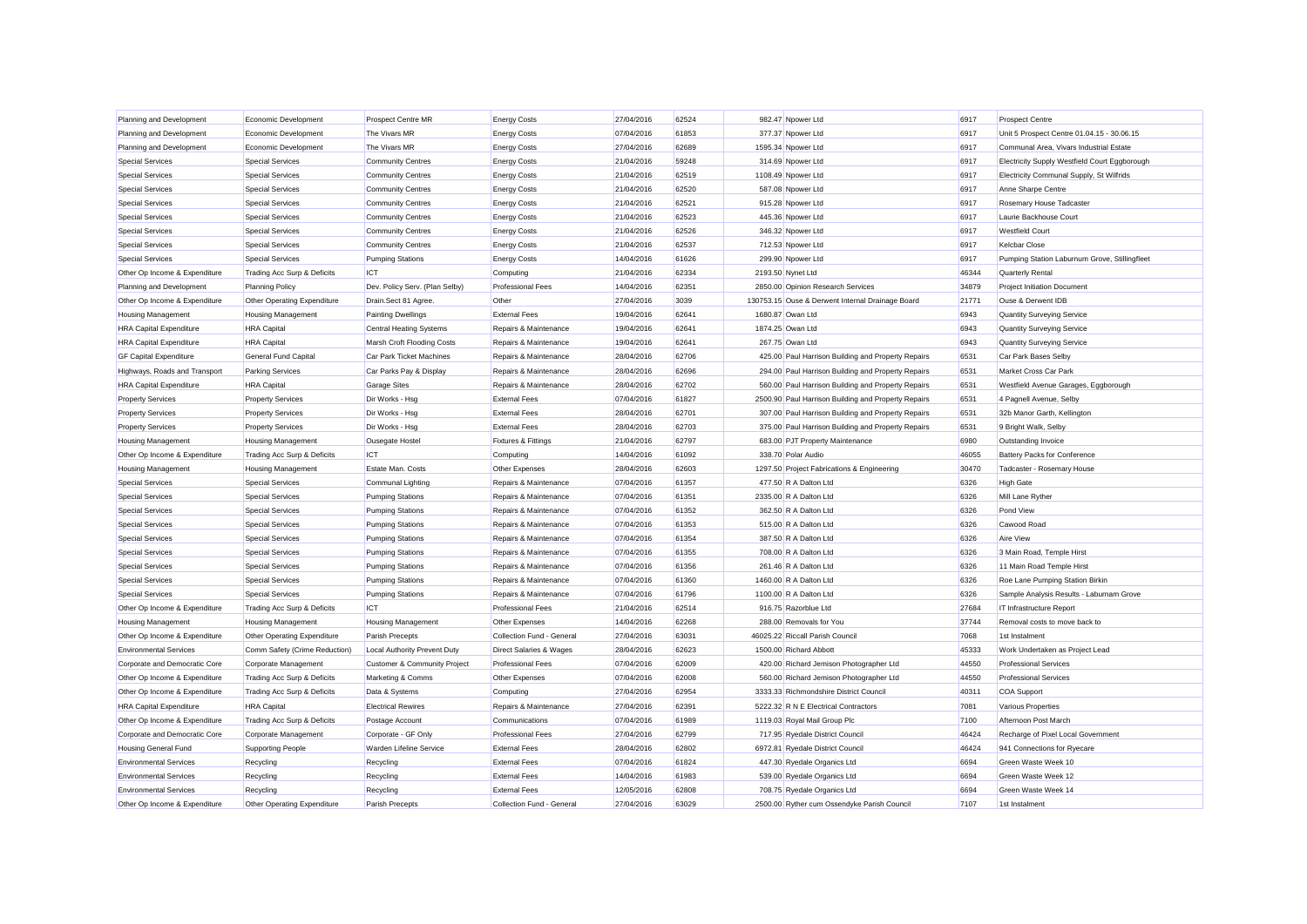| Planning and Development | Economic Development | Prospect Centre MR | Energy Costs | 27/04/2016 | 62524 | 982.47 | Npower Ltd | 6917 | Prospect Centre |
|---|---|---|---|---|---|---|---|---|---|
| Planning and Development | Economic Development | The Vivars MR | Energy Costs | 07/04/2016 | 61853 | 377.37 | Npower Ltd | 6917 | Unit 5 Prospect Centre 01.04.15 - 30.06.15 |
| Planning and Development | Economic Development | The Vivars MR | Energy Costs | 27/04/2016 | 62689 | 1595.34 | Npower Ltd | 6917 | Communal Area, Vivars Industrial Estate |
| Special Services | Special Services | Community Centres | Energy Costs | 21/04/2016 | 59248 | 314.69 | Npower Ltd | 6917 | Electricity Supply Westfield Court Eggborough |
| Special Services | Special Services | Community Centres | Energy Costs | 21/04/2016 | 62519 | 1108.49 | Npower Ltd | 6917 | Electricity Communal Supply, St Wilfrids |
| Special Services | Special Services | Community Centres | Energy Costs | 21/04/2016 | 62520 | 587.08 | Npower Ltd | 6917 | Anne Sharpe Centre |
| Special Services | Special Services | Community Centres | Energy Costs | 21/04/2016 | 62521 | 915.28 | Npower Ltd | 6917 | Rosemary House Tadcaster |
| Special Services | Special Services | Community Centres | Energy Costs | 21/04/2016 | 62523 | 445.36 | Npower Ltd | 6917 | Laurie Backhouse Court |
| Special Services | Special Services | Community Centres | Energy Costs | 21/04/2016 | 62526 | 346.32 | Npower Ltd | 6917 | Westfield Court |
| Special Services | Special Services | Community Centres | Energy Costs | 21/04/2016 | 62537 | 712.53 | Npower Ltd | 6917 | Kelcbar Close |
| Special Services | Special Services | Pumping Stations | Energy Costs | 14/04/2016 | 61626 | 299.90 | Npower Ltd | 6917 | Pumping Station Laburnum Grove, Stillingfleet |
| Other Op Income & Expenditure | Trading Acc Surp & Deficits | ICT | Computing | 21/04/2016 | 62334 | 2193.50 | Nynet Ltd | 46344 | Quarterly Rental |
| Planning and Development | Planning Policy | Dev. Policy Serv. (Plan Selby) | Professional Fees | 14/04/2016 | 62351 | 2850.00 | Opinion Research Services | 34879 | Project Initiation Document |
| Other Op Income & Expenditure | Other Operating Expenditure | Drain.Sect 81 Agree. | Other | 27/04/2016 | 3039 | 130753.15 | Ouse & Derwent Internal Drainage Board | 21771 | Ouse & Derwent IDB |
| Housing Management | Housing Management | Painting Dwellings | External Fees | 19/04/2016 | 62641 | 1680.87 | Owan Ltd | 6943 | Quantity Surveying Service |
| HRA Capital Expenditure | HRA Capital | Central Heating Systems | Repairs & Maintenance | 19/04/2016 | 62641 | 1874.25 | Owan Ltd | 6943 | Quantity Surveying Service |
| HRA Capital Expenditure | HRA Capital | Marsh Croft Flooding Costs | Repairs & Maintenance | 19/04/2016 | 62641 | 267.75 | Owan Ltd | 6943 | Quantity Surveying Service |
| GF Capital Expenditure | General Fund Capital | Car Park Ticket Machines | Repairs & Maintenance | 28/04/2016 | 62706 | 425.00 | Paul Harrison Building and Property Repairs | 6531 | Car Park Bases Selby |
| Highways, Roads and Transport | Parking Services | Car Parks Pay & Display | Repairs & Maintenance | 28/04/2016 | 62696 | 294.00 | Paul Harrison Building and Property Repairs | 6531 | Market Cross Car Park |
| HRA Capital Expenditure | HRA Capital | Garage Sites | Repairs & Maintenance | 28/04/2016 | 62702 | 560.00 | Paul Harrison Building and Property Repairs | 6531 | Westfield Avenue Garages, Eggborough |
| Property Services | Property Services | Dir Works - Hsg | External Fees | 07/04/2016 | 61827 | 2500.90 | Paul Harrison Building and Property Repairs | 6531 | 4 Pagnell Avenue, Selby |
| Property Services | Property Services | Dir Works - Hsg | External Fees | 28/04/2016 | 62701 | 307.00 | Paul Harrison Building and Property Repairs | 6531 | 32b Manor Garth, Kellington |
| Property Services | Property Services | Dir Works - Hsg | External Fees | 28/04/2016 | 62703 | 375.00 | Paul Harrison Building and Property Repairs | 6531 | 9 Bright Walk, Selby |
| Housing Management | Housing Management | Ousegate Hostel | Fixtures & Fittings | 21/04/2016 | 62797 | 683.00 | PJT Property Maintenance | 6980 | Outstanding Invoice |
| Other Op Income & Expenditure | Trading Acc Surp & Deficits | ICT | Computing | 14/04/2016 | 61092 | 338.70 | Polar Audio | 46055 | Battery Packs for Conference |
| Housing Management | Housing Management | Estate Man. Costs | Other Expenses | 28/04/2016 | 62603 | 1297.50 | Project Fabrications & Engineering | 30470 | Tadcaster - Rosemary House |
| Special Services | Special Services | Communal Lighting | Repairs & Maintenance | 07/04/2016 | 61357 | 477.50 | R A Dalton Ltd | 6326 | High Gate |
| Special Services | Special Services | Pumping Stations | Repairs & Maintenance | 07/04/2016 | 61351 | 2335.00 | R A Dalton Ltd | 6326 | Mill Lane Ryther |
| Special Services | Special Services | Pumping Stations | Repairs & Maintenance | 07/04/2016 | 61352 | 362.50 | R A Dalton Ltd | 6326 | Pond View |
| Special Services | Special Services | Pumping Stations | Repairs & Maintenance | 07/04/2016 | 61353 | 515.00 | R A Dalton Ltd | 6326 | Cawood Road |
| Special Services | Special Services | Pumping Stations | Repairs & Maintenance | 07/04/2016 | 61354 | 387.50 | R A Dalton Ltd | 6326 | Aire View |
| Special Services | Special Services | Pumping Stations | Repairs & Maintenance | 07/04/2016 | 61355 | 708.00 | R A Dalton Ltd | 6326 | 3 Main Road, Temple Hirst |
| Special Services | Special Services | Pumping Stations | Repairs & Maintenance | 07/04/2016 | 61356 | 261.46 | R A Dalton Ltd | 6326 | 11 Main Road Temple Hirst |
| Special Services | Special Services | Pumping Stations | Repairs & Maintenance | 07/04/2016 | 61360 | 1460.00 | R A Dalton Ltd | 6326 | Roe Lane Pumping Station Birkin |
| Special Services | Special Services | Pumping Stations | Repairs & Maintenance | 07/04/2016 | 61796 | 1100.00 | R A Dalton Ltd | 6326 | Sample Analysis Results - Laburnam Grove |
| Other Op Income & Expenditure | Trading Acc Surp & Deficits | ICT | Professional Fees | 21/04/2016 | 62514 | 916.75 | Razorblue Ltd | 27684 | IT Infrastructure Report |
| Housing Management | Housing Management | Housing Management | Other Expenses | 14/04/2016 | 62268 | 288.00 | Removals for You | 37744 | Removal costs to move back to |
| Other Op Income & Expenditure | Other Operating Expenditure | Parish Precepts | Collection Fund - General | 27/04/2016 | 63031 | 46025.22 | Riccall Parish Council | 7068 | 1st Instalment |
| Environmental Services | Comm Safety (Crime Reduction) | Local Authority Prevent Duty | Direct Salaries & Wages | 28/04/2016 | 62623 | 1500.00 | Richard Abbott | 45333 | Work Undertaken as Project Lead |
| Corporate and Democratic Core | Corporate Management | Customer & Community Project | Professional Fees | 07/04/2016 | 62009 | 420.00 | Richard Jemison Photographer Ltd | 44550 | Professional Services |
| Other Op Income & Expenditure | Trading Acc Surp & Deficits | Marketing & Comms | Other Expenses | 07/04/2016 | 62008 | 560.00 | Richard Jemison Photographer Ltd | 44550 | Professional Services |
| Other Op Income & Expenditure | Trading Acc Surp & Deficits | Data & Systems | Computing | 27/04/2016 | 62954 | 3333.33 | Richmondshire District Council | 40311 | COA Support |
| HRA Capital Expenditure | HRA Capital | Electrical Rewires | Repairs & Maintenance | 27/04/2016 | 62391 | 5222.32 | R N E Electrical Contractors | 7081 | Various Properties |
| Other Op Income & Expenditure | Trading Acc Surp & Deficits | Postage Account | Communications | 07/04/2016 | 61989 | 1119.03 | Royal Mail Group Plc | 7100 | Afternoon Post March |
| Corporate and Democratic Core | Corporate Management | Corporate - GF Only | Professional Fees | 27/04/2016 | 62799 | 717.95 | Ryedale District Council | 46424 | Recharge of Pixel Local Government |
| Housing General Fund | Supporting People | Warden Lifeline Service | External Fees | 28/04/2016 | 62802 | 6972.81 | Ryedale District Council | 46424 | 941 Connections for Ryecare |
| Environmental Services | Recycling | Recycling | External Fees | 07/04/2016 | 61824 | 447.30 | Ryedale Organics Ltd | 6694 | Green Waste Week 10 |
| Environmental Services | Recycling | Recycling | External Fees | 14/04/2016 | 61983 | 539.00 | Ryedale Organics Ltd | 6694 | Green Waste Week 12 |
| Environmental Services | Recycling | Recycling | External Fees | 12/05/2016 | 62808 | 708.75 | Ryedale Organics Ltd | 6694 | Green Waste Week 14 |
| Other Op Income & Expenditure | Other Operating Expenditure | Parish Precepts | Collection Fund - General | 27/04/2016 | 63029 | 2500.00 | Ryther cum Ossendyke Parish Council | 7107 | 1st Instalment |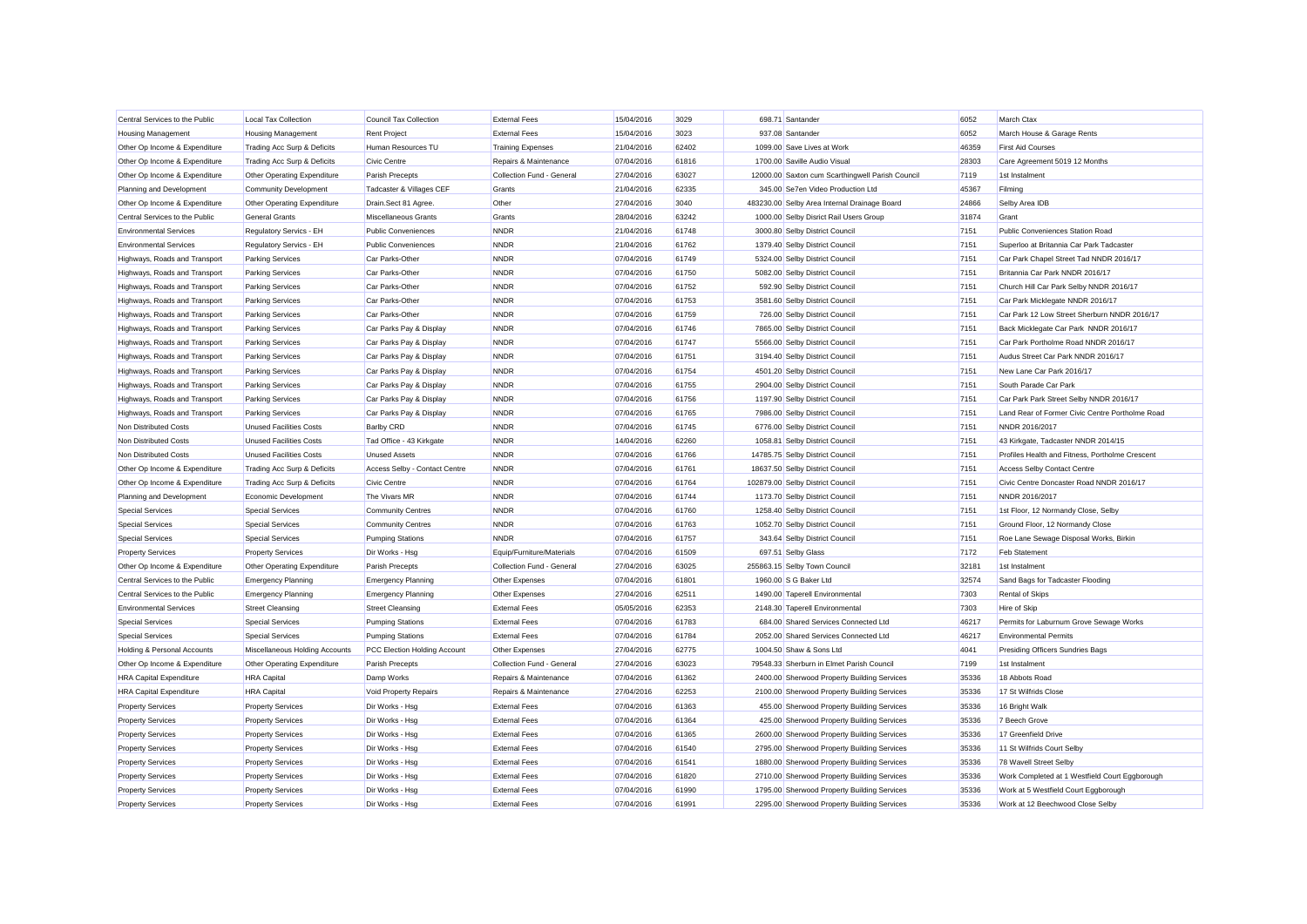| Central Services to the Public | Local Tax Collection | Council Tax Collection | External Fees | 15/04/2016 | 3029 | 698.71 | Santander | 6052 | March Ctax |
|---|---|---|---|---|---|---|---|---|---|
| Housing Management | Housing Management | Rent Project | External Fees | 15/04/2016 | 3023 | 937.08 | Santander | 6052 | March House & Garage Rents |
| Other Op Income & Expenditure | Trading Acc Surp & Deficits | Human Resources TU | Training Expenses | 21/04/2016 | 62402 | 1099.00 | Save Lives at Work | 46359 | First Aid Courses |
| Other Op Income & Expenditure | Trading Acc Surp & Deficits | Civic Centre | Repairs & Maintenance | 07/04/2016 | 61816 | 1700.00 | Saville Audio Visual | 28303 | Care Agreement 5019 12 Months |
| Other Op Income & Expenditure | Other Operating Expenditure | Parish Precepts | Collection Fund - General | 27/04/2016 | 63027 | 12000.00 | Saxton cum Scarthingwell Parish Council | 7119 | 1st Instalment |
| Planning and Development | Community Development | Tadcaster & Villages CEF | Grants | 21/04/2016 | 62335 | 345.00 | Se7en Video Production Ltd | 45367 | Filming |
| Other Op Income & Expenditure | Other Operating Expenditure | Drain.Sect 81 Agree. | Other | 27/04/2016 | 3040 | 483230.00 | Selby Area Internal Drainage Board | 24866 | Selby Area IDB |
| Central Services to the Public | General Grants | Miscellaneous Grants | Grants | 28/04/2016 | 63242 | 1000.00 | Selby Disrict Rail Users Group | 31874 | Grant |
| Environmental Services | Regulatory Servics - EH | Public Conveniences | NNDR | 21/04/2016 | 61748 | 3000.80 | Selby District Council | 7151 | Public Conveniences Station Road |
| Environmental Services | Regulatory Servics - EH | Public Conveniences | NNDR | 21/04/2016 | 61762 | 1379.40 | Selby District Council | 7151 | Superloo at Britannia Car Park Tadcaster |
| Highways, Roads and Transport | Parking Services | Car Parks-Other | NNDR | 07/04/2016 | 61749 | 5324.00 | Selby District Council | 7151 | Car Park Chapel Street Tad NNDR 2016/17 |
| Highways, Roads and Transport | Parking Services | Car Parks-Other | NNDR | 07/04/2016 | 61750 | 5082.00 | Selby District Council | 7151 | Britannia Car Park NNDR 2016/17 |
| Highways, Roads and Transport | Parking Services | Car Parks-Other | NNDR | 07/04/2016 | 61752 | 592.90 | Selby District Council | 7151 | Church Hill Car Park Selby NNDR 2016/17 |
| Highways, Roads and Transport | Parking Services | Car Parks-Other | NNDR | 07/04/2016 | 61753 | 3581.60 | Selby District Council | 7151 | Car Park Micklegate NNDR 2016/17 |
| Highways, Roads and Transport | Parking Services | Car Parks-Other | NNDR | 07/04/2016 | 61759 | 726.00 | Selby District Council | 7151 | Car Park 12 Low Street Sherburn NNDR 2016/17 |
| Highways, Roads and Transport | Parking Services | Car Parks Pay & Display | NNDR | 07/04/2016 | 61746 | 7865.00 | Selby District Council | 7151 | Back Micklegate Car Park NNDR 2016/17 |
| Highways, Roads and Transport | Parking Services | Car Parks Pay & Display | NNDR | 07/04/2016 | 61747 | 5566.00 | Selby District Council | 7151 | Car Park Portholme Road NNDR 2016/17 |
| Highways, Roads and Transport | Parking Services | Car Parks Pay & Display | NNDR | 07/04/2016 | 61751 | 3194.40 | Selby District Council | 7151 | Audus Street Car Park NNDR 2016/17 |
| Highways, Roads and Transport | Parking Services | Car Parks Pay & Display | NNDR | 07/04/2016 | 61754 | 4501.20 | Selby District Council | 7151 | New Lane Car Park 2016/17 |
| Highways, Roads and Transport | Parking Services | Car Parks Pay & Display | NNDR | 07/04/2016 | 61755 | 2904.00 | Selby District Council | 7151 | South Parade Car Park |
| Highways, Roads and Transport | Parking Services | Car Parks Pay & Display | NNDR | 07/04/2016 | 61756 | 1197.90 | Selby District Council | 7151 | Car Park Park Street Selby NNDR 2016/17 |
| Highways, Roads and Transport | Parking Services | Car Parks Pay & Display | NNDR | 07/04/2016 | 61765 | 7986.00 | Selby District Council | 7151 | Land Rear of Former Civic Centre Portholme Road |
| Non Distributed Costs | Unused Facilities Costs | Barlby CRD | NNDR | 07/04/2016 | 61745 | 6776.00 | Selby District Council | 7151 | NNDR 2016/2017 |
| Non Distributed Costs | Unused Facilities Costs | Tad Office - 43 Kirkgate | NNDR | 14/04/2016 | 62260 | 1058.81 | Selby District Council | 7151 | 43 Kirkgate, Tadcaster NNDR 2014/15 |
| Non Distributed Costs | Unused Facilities Costs | Unused Assets | NNDR | 07/04/2016 | 61766 | 14785.75 | Selby District Council | 7151 | Profiles Health and Fitness, Portholme Crescent |
| Other Op Income & Expenditure | Trading Acc Surp & Deficits | Access Selby - Contact Centre | NNDR | 07/04/2016 | 61761 | 18637.50 | Selby District Council | 7151 | Access Selby Contact Centre |
| Other Op Income & Expenditure | Trading Acc Surp & Deficits | Civic Centre | NNDR | 07/04/2016 | 61764 | 102879.00 | Selby District Council | 7151 | Civic Centre Doncaster Road NNDR 2016/17 |
| Planning and Development | Economic Development | The Vivars MR | NNDR | 07/04/2016 | 61744 | 1173.70 | Selby District Council | 7151 | NNDR 2016/2017 |
| Special Services | Special Services | Community Centres | NNDR | 07/04/2016 | 61760 | 1258.40 | Selby District Council | 7151 | 1st Floor, 12 Normandy Close, Selby |
| Special Services | Special Services | Community Centres | NNDR | 07/04/2016 | 61763 | 1052.70 | Selby District Council | 7151 | Ground Floor, 12 Normandy Close |
| Special Services | Special Services | Pumping Stations | NNDR | 07/04/2016 | 61757 | 343.64 | Selby District Council | 7151 | Roe Lane Sewage Disposal Works, Birkin |
| Property Services | Property Services | Dir Works - Hsg | Equip/Furniture/Materials | 07/04/2016 | 61509 | 697.51 | Selby Glass | 7172 | Feb Statement |
| Other Op Income & Expenditure | Other Operating Expenditure | Parish Precepts | Collection Fund - General | 27/04/2016 | 63025 | 255863.15 | Selby Town Council | 32181 | 1st Instalment |
| Central Services to the Public | Emergency Planning | Emergency Planning | Other Expenses | 07/04/2016 | 61801 | 1960.00 | S G Baker Ltd | 32574 | Sand Bags for Tadcaster Flooding |
| Central Services to the Public | Emergency Planning | Emergency Planning | Other Expenses | 27/04/2016 | 62511 | 1490.00 | Taperell Environmental | 7303 | Rental of Skips |
| Environmental Services | Street Cleansing | Street Cleansing | External Fees | 05/05/2016 | 62353 | 2148.30 | Taperell Environmental | 7303 | Hire of Skip |
| Special Services | Special Services | Pumping Stations | External Fees | 07/04/2016 | 61783 | 684.00 | Shared Services Connected Ltd | 46217 | Permits for Laburnum Grove Sewage Works |
| Special Services | Special Services | Pumping Stations | External Fees | 07/04/2016 | 61784 | 2052.00 | Shared Services Connected Ltd | 46217 | Environmental Permits |
| Holding & Personal Accounts | Miscellaneous Holding Accounts | PCC Election Holding Account | Other Expenses | 27/04/2016 | 62775 | 1004.50 | Shaw & Sons Ltd | 4041 | Presiding Officers Sundries Bags |
| Other Op Income & Expenditure | Other Operating Expenditure | Parish Precepts | Collection Fund - General | 27/04/2016 | 63023 | 79548.33 | Sherburn in Elmet Parish Council | 7199 | 1st Instalment |
| HRA Capital Expenditure | HRA Capital | Damp Works | Repairs & Maintenance | 07/04/2016 | 61362 | 2400.00 | Sherwood Property Building Services | 35336 | 18 Abbots Road |
| HRA Capital Expenditure | HRA Capital | Void Property Repairs | Repairs & Maintenance | 27/04/2016 | 62253 | 2100.00 | Sherwood Property Building Services | 35336 | 17 St Wilfrids Close |
| Property Services | Property Services | Dir Works - Hsg | External Fees | 07/04/2016 | 61363 | 455.00 | Sherwood Property Building Services | 35336 | 16 Bright Walk |
| Property Services | Property Services | Dir Works - Hsg | External Fees | 07/04/2016 | 61364 | 425.00 | Sherwood Property Building Services | 35336 | 7 Beech Grove |
| Property Services | Property Services | Dir Works - Hsg | External Fees | 07/04/2016 | 61365 | 2600.00 | Sherwood Property Building Services | 35336 | 17 Greenfield Drive |
| Property Services | Property Services | Dir Works - Hsg | External Fees | 07/04/2016 | 61540 | 2795.00 | Sherwood Property Building Services | 35336 | 11 St Wilfrids Court Selby |
| Property Services | Property Services | Dir Works - Hsg | External Fees | 07/04/2016 | 61541 | 1880.00 | Sherwood Property Building Services | 35336 | 78 Wavell Street Selby |
| Property Services | Property Services | Dir Works - Hsg | External Fees | 07/04/2016 | 61820 | 2710.00 | Sherwood Property Building Services | 35336 | Work Completed at 1 Westfield Court Eggborough |
| Property Services | Property Services | Dir Works - Hsg | External Fees | 07/04/2016 | 61990 | 1795.00 | Sherwood Property Building Services | 35336 | Work at 5 Westfield Court Eggborough |
| Property Services | Property Services | Dir Works - Hsg | External Fees | 07/04/2016 | 61991 | 2295.00 | Sherwood Property Building Services | 35336 | Work at 12 Beechwood Close Selby |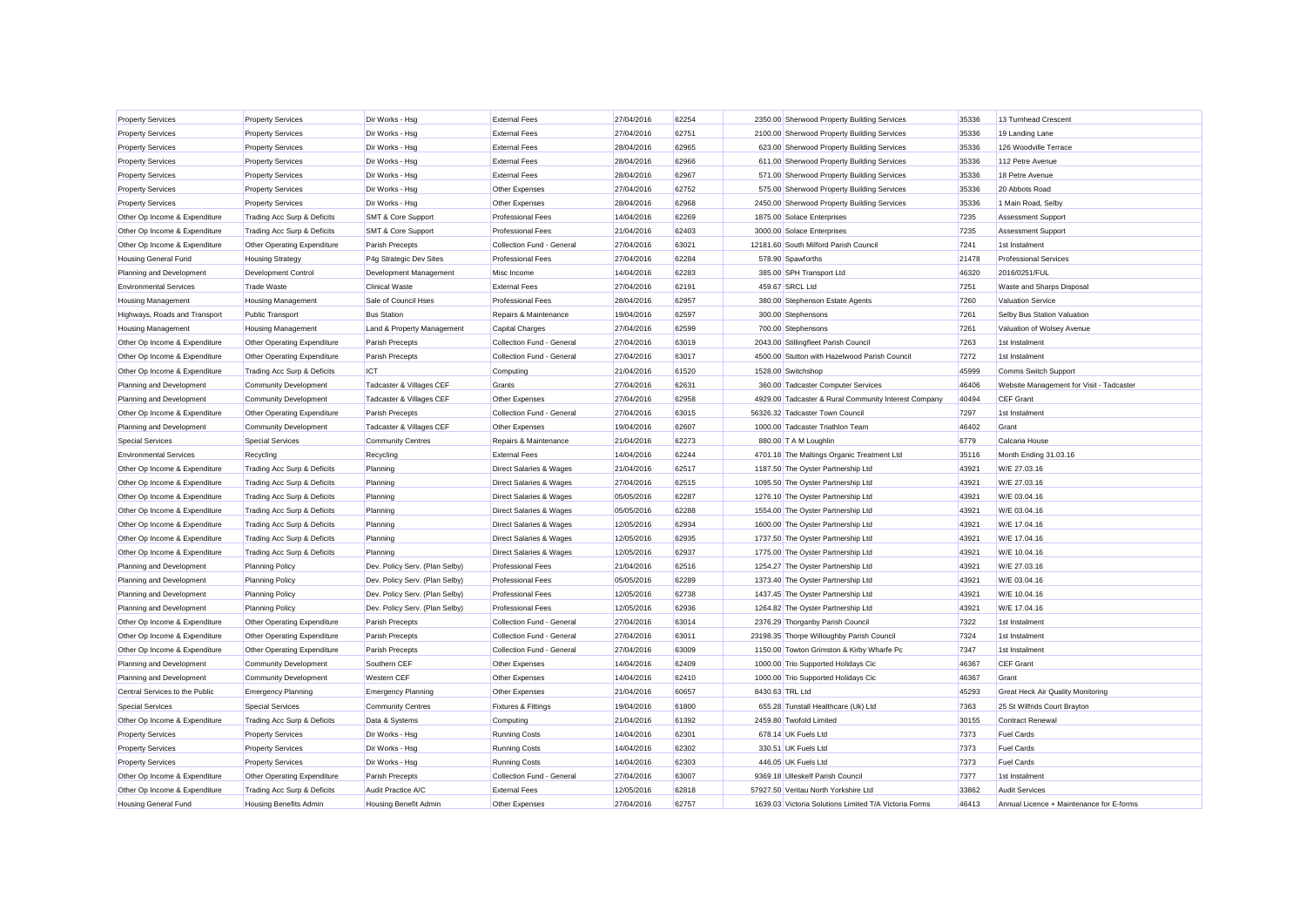| Property Services | Property Services | Dir Works - Hsg | External Fees | 27/04/2016 | 62254 | 2350.00 | Sherwood Property Building Services | 35336 | 13 Turnhead Crescent |
|---|---|---|---|---|---|---|---|---|---|
| Property Services | Property Services | Dir Works - Hsg | External Fees | 27/04/2016 | 62751 | 2100.00 | Sherwood Property Building Services | 35336 | 19 Landing Lane |
| Property Services | Property Services | Dir Works - Hsg | External Fees | 28/04/2016 | 62965 | 623.00 | Sherwood Property Building Services | 35336 | 126 Woodville Terrace |
| Property Services | Property Services | Dir Works - Hsg | External Fees | 28/04/2016 | 62966 | 611.00 | Sherwood Property Building Services | 35336 | 112 Petre Avenue |
| Property Services | Property Services | Dir Works - Hsg | External Fees | 28/04/2016 | 62967 | 571.00 | Sherwood Property Building Services | 35336 | 18 Petre Avenue |
| Property Services | Property Services | Dir Works - Hsg | Other Expenses | 27/04/2016 | 62752 | 575.00 | Sherwood Property Building Services | 35336 | 20 Abbots Road |
| Property Services | Property Services | Dir Works - Hsg | Other Expenses | 28/04/2016 | 62968 | 2450.00 | Sherwood Property Building Services | 35336 | 1 Main Road, Selby |
| Other Op Income & Expenditure | Trading Acc Surp & Deficits | SMT & Core Support | Professional Fees | 14/04/2016 | 62269 | 1875.00 | Solace Enterprises | 7235 | Assessment Support |
| Other Op Income & Expenditure | Trading Acc Surp & Deficits | SMT & Core Support | Professional Fees | 21/04/2016 | 62403 | 3000.00 | Solace Enterprises | 7235 | Assessment Support |
| Other Op Income & Expenditure | Other Operating Expenditure | Parish Precepts | Collection Fund - General | 27/04/2016 | 63021 | 12181.60 | South Milford Parish Council | 7241 | 1st Instalment |
| Housing General Fund | Housing Strategy | P4g Strategic Dev Sites | Professional Fees | 27/04/2016 | 62284 | 578.90 | Spawforths | 21478 | Professional Services |
| Planning and Development | Development Control | Development Management | Misc Income | 14/04/2016 | 62283 | 385.00 | SPH Transport Ltd | 46320 | 2016/0251/FUL |
| Environmental Services | Trade Waste | Clinical Waste | External Fees | 27/04/2016 | 62191 | 459.67 | SRCL Ltd | 7251 | Waste and Sharps Disposal |
| Housing Management | Housing Management | Sale of Council Hses | Professional Fees | 28/04/2016 | 62957 | 380.00 | Stephenson Estate Agents | 7260 | Valuation Service |
| Highways, Roads and Transport | Public Transport | Bus Station | Repairs & Maintenance | 19/04/2016 | 62597 | 300.00 | Stephensons | 7261 | Selby Bus Station Valuation |
| Housing Management | Housing Management | Land & Property Management | Capital Charges | 27/04/2016 | 62599 | 700.00 | Stephensons | 7261 | Valuation of Wolsey Avenue |
| Other Op Income & Expenditure | Other Operating Expenditure | Parish Precepts | Collection Fund - General | 27/04/2016 | 63019 | 2043.00 | Stillingfleet Parish Council | 7263 | 1st Instalment |
| Other Op Income & Expenditure | Other Operating Expenditure | Parish Precepts | Collection Fund - General | 27/04/2016 | 63017 | 4500.00 | Stutton with Hazelwood Parish Council | 7272 | 1st Instalment |
| Other Op Income & Expenditure | Trading Acc Surp & Deficits | ICT | Computing | 21/04/2016 | 61520 | 1528.00 | Switchshop | 45999 | Comms Switch Support |
| Planning and Development | Community Development | Tadcaster & Villages CEF | Grants | 27/04/2016 | 62631 | 360.00 | Tadcaster Computer Services | 46406 | Website Management for Visit - Tadcaster |
| Planning and Development | Community Development | Tadcaster & Villages CEF | Other Expenses | 27/04/2016 | 62958 | 4929.00 | Tadcaster & Rural Community Interest Company | 40494 | CEF Grant |
| Other Op Income & Expenditure | Other Operating Expenditure | Parish Precepts | Collection Fund - General | 27/04/2016 | 63015 | 56326.32 | Tadcaster Town Council | 7297 | 1st Instalment |
| Planning and Development | Community Development | Tadcaster & Villages CEF | Other Expenses | 19/04/2016 | 62607 | 1000.00 | Tadcaster Triathlon Team | 46402 | Grant |
| Special Services | Special Services | Community Centres | Repairs & Maintenance | 21/04/2016 | 62273 | 880.00 | T A M Loughlin | 6779 | Calcaria House |
| Environmental Services | Recycling | Recycling | External Fees | 14/04/2016 | 62244 | 4701.18 | The Maltings Organic Treatment Ltd | 35116 | Month Ending 31.03.16 |
| Other Op Income & Expenditure | Trading Acc Surp & Deficits | Planning | Direct Salaries & Wages | 21/04/2016 | 62517 | 1187.50 | The Oyster Partnership Ltd | 43921 | W/E 27.03.16 |
| Other Op Income & Expenditure | Trading Acc Surp & Deficits | Planning | Direct Salaries & Wages | 27/04/2016 | 62515 | 1095.50 | The Oyster Partnership Ltd | 43921 | W/E 27.03.16 |
| Other Op Income & Expenditure | Trading Acc Surp & Deficits | Planning | Direct Salaries & Wages | 05/05/2016 | 62287 | 1276.10 | The Oyster Partnership Ltd | 43921 | W/E 03.04.16 |
| Other Op Income & Expenditure | Trading Acc Surp & Deficits | Planning | Direct Salaries & Wages | 05/05/2016 | 62288 | 1554.00 | The Oyster Partnership Ltd | 43921 | W/E 03.04.16 |
| Other Op Income & Expenditure | Trading Acc Surp & Deficits | Planning | Direct Salaries & Wages | 12/05/2016 | 62934 | 1600.00 | The Oyster Partnership Ltd | 43921 | W/E 17.04.16 |
| Other Op Income & Expenditure | Trading Acc Surp & Deficits | Planning | Direct Salaries & Wages | 12/05/2016 | 62935 | 1737.50 | The Oyster Partnership Ltd | 43921 | W/E 17.04.16 |
| Other Op Income & Expenditure | Trading Acc Surp & Deficits | Planning | Direct Salaries & Wages | 12/05/2016 | 62937 | 1775.00 | The Oyster Partnership Ltd | 43921 | W/E 10.04.16 |
| Planning and Development | Planning Policy | Dev. Policy Serv. (Plan Selby) | Professional Fees | 21/04/2016 | 62516 | 1254.27 | The Oyster Partnership Ltd | 43921 | W/E 27.03.16 |
| Planning and Development | Planning Policy | Dev. Policy Serv. (Plan Selby) | Professional Fees | 05/05/2016 | 62289 | 1373.40 | The Oyster Partnership Ltd | 43921 | W/E 03.04.16 |
| Planning and Development | Planning Policy | Dev. Policy Serv. (Plan Selby) | Professional Fees | 12/05/2016 | 62738 | 1437.45 | The Oyster Partnership Ltd | 43921 | W/E 10.04.16 |
| Planning and Development | Planning Policy | Dev. Policy Serv. (Plan Selby) | Professional Fees | 12/05/2016 | 62936 | 1264.82 | The Oyster Partnership Ltd | 43921 | W/E 17.04.16 |
| Other Op Income & Expenditure | Other Operating Expenditure | Parish Precepts | Collection Fund - General | 27/04/2016 | 63014 | 2376.29 | Thorganby Parish Council | 7322 | 1st Instalment |
| Other Op Income & Expenditure | Other Operating Expenditure | Parish Precepts | Collection Fund - General | 27/04/2016 | 63011 | 23198.35 | Thorpe Willoughby Parish Council | 7324 | 1st Instalment |
| Other Op Income & Expenditure | Other Operating Expenditure | Parish Precepts | Collection Fund - General | 27/04/2016 | 63009 | 1150.00 | Towton Grimston & Kirby Wharfe Pc | 7347 | 1st Instalment |
| Planning and Development | Community Development | Southern CEF | Other Expenses | 14/04/2016 | 62409 | 1000.00 | Trio Supported Holidays Cic | 46367 | CEF Grant |
| Planning and Development | Community Development | Western CEF | Other Expenses | 14/04/2016 | 62410 | 1000.00 | Trio Supported Holidays Cic | 46367 | Grant |
| Central Services to the Public | Emergency Planning | Emergency Planning | Other Expenses | 21/04/2016 | 60657 | 8430.63 | TRL Ltd | 45293 | Great Heck Air Quality Monitoring |
| Special Services | Special Services | Community Centres | Fixtures & Fittings | 19/04/2016 | 61800 | 655.28 | Tunstall Healthcare (Uk) Ltd | 7363 | 25 St Wilfrids Court Brayton |
| Other Op Income & Expenditure | Trading Acc Surp & Deficits | Data & Systems | Computing | 21/04/2016 | 61392 | 2459.80 | Twofold Limited | 30155 | Contract Renewal |
| Property Services | Property Services | Dir Works - Hsg | Running Costs | 14/04/2016 | 62301 | 678.14 | UK Fuels Ltd | 7373 | Fuel Cards |
| Property Services | Property Services | Dir Works - Hsg | Running Costs | 14/04/2016 | 62302 | 330.51 | UK Fuels Ltd | 7373 | Fuel Cards |
| Property Services | Property Services | Dir Works - Hsg | Running Costs | 14/04/2016 | 62303 | 446.05 | UK Fuels Ltd | 7373 | Fuel Cards |
| Other Op Income & Expenditure | Other Operating Expenditure | Parish Precepts | Collection Fund - General | 27/04/2016 | 63007 | 9369.18 | Ulleskelf Parish Council | 7377 | 1st Instalment |
| Other Op Income & Expenditure | Trading Acc Surp & Deficits | Audit Practice A/C | External Fees | 12/05/2016 | 62818 | 57927.50 | Veritau North Yorkshire Ltd | 33862 | Audit Services |
| Housing General Fund | Housing Benefits Admin | Housing Benefit Admin | Other Expenses | 27/04/2016 | 62757 | 1639.03 | Victoria Solutions Limited T/A Victoria Forms | 46413 | Annual Licence + Maintenance for E-forms |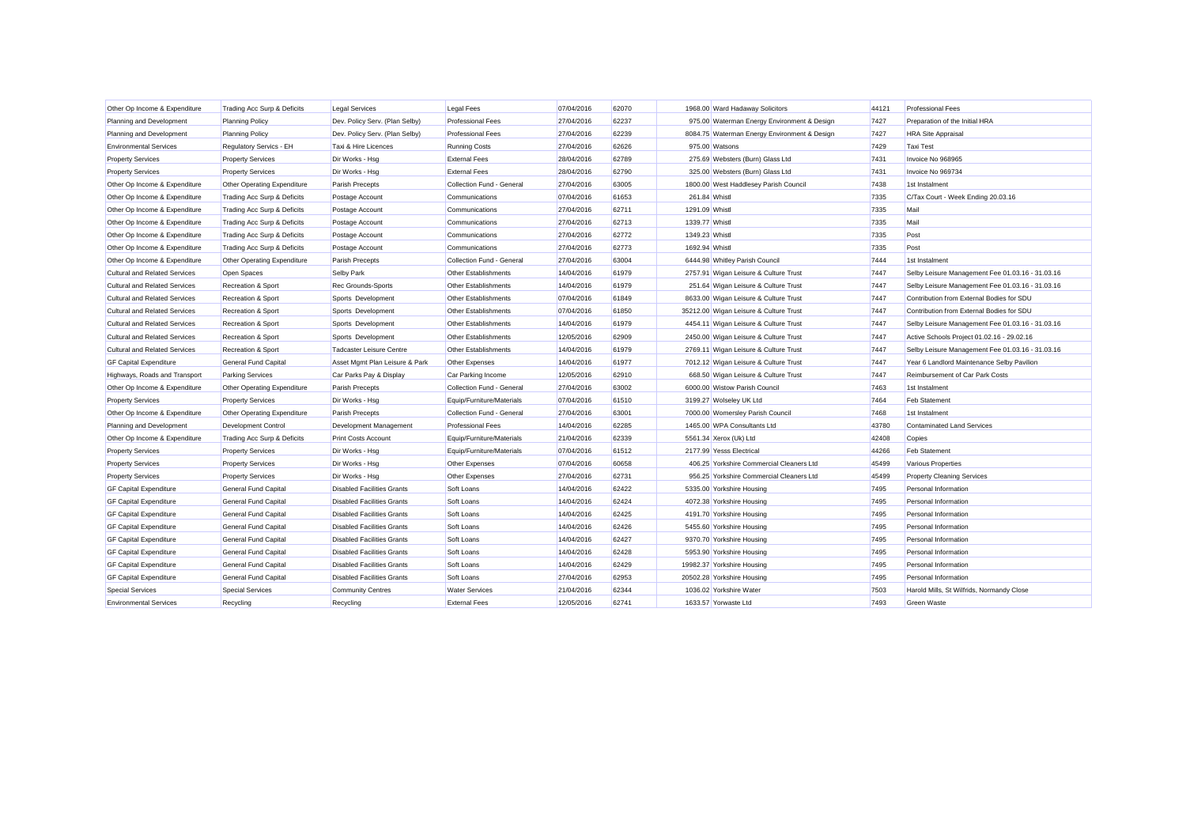| | | | | | | | | | |
|---|---|---|---|---|---|---|---|---|---|
| Other Op Income & Expenditure | Trading Acc Surp & Deficits | Legal Services | Legal Fees | 07/04/2016 | 62070 | 1968.00 | Ward Hadaway Solicitors | 44121 | Professional Fees |
| Planning and Development | Planning Policy | Dev. Policy Serv. (Plan Selby) | Professional Fees | 27/04/2016 | 62237 | 975.00 | Waterman Energy Environment & Design | 7427 | Preparation of the Initial HRA |
| Planning and Development | Planning Policy | Dev. Policy Serv. (Plan Selby) | Professional Fees | 27/04/2016 | 62239 | 8084.75 | Waterman Energy Environment & Design | 7427 | HRA Site Appraisal |
| Environmental Services | Regulatory Servics - EH | Taxi & Hire Licences | Running Costs | 27/04/2016 | 62626 | 975.00 | Watsons | 7429 | Taxi Test |
| Property Services | Property Services | Dir Works - Hsg | External Fees | 28/04/2016 | 62789 | 275.69 | Websters (Burn) Glass Ltd | 7431 | Invoice No 968965 |
| Property Services | Property Services | Dir Works - Hsg | External Fees | 28/04/2016 | 62790 | 325.00 | Websters (Burn) Glass Ltd | 7431 | Invoice No 969734 |
| Other Op Income & Expenditure | Other Operating Expenditure | Parish Precepts | Collection Fund - General | 27/04/2016 | 63005 | 1800.00 | West Haddlesey Parish Council | 7438 | 1st Instalment |
| Other Op Income & Expenditure | Trading Acc Surp & Deficits | Postage Account | Communications | 07/04/2016 | 61653 | 261.84 | Whistl | 7335 | C/Tax Court - Week Ending 20.03.16 |
| Other Op Income & Expenditure | Trading Acc Surp & Deficits | Postage Account | Communications | 27/04/2016 | 62711 | 1291.09 | Whistl | 7335 | Mail |
| Other Op Income & Expenditure | Trading Acc Surp & Deficits | Postage Account | Communications | 27/04/2016 | 62713 | 1339.77 | Whistl | 7335 | Mail |
| Other Op Income & Expenditure | Trading Acc Surp & Deficits | Postage Account | Communications | 27/04/2016 | 62772 | 1349.23 | Whistl | 7335 | Post |
| Other Op Income & Expenditure | Trading Acc Surp & Deficits | Postage Account | Communications | 27/04/2016 | 62773 | 1692.94 | Whistl | 7335 | Post |
| Other Op Income & Expenditure | Other Operating Expenditure | Parish Precepts | Collection Fund - General | 27/04/2016 | 63004 | 6444.98 | Whitley Parish Council | 7444 | 1st Instalment |
| Cultural and Related Services | Open Spaces | Selby Park | Other Establishments | 14/04/2016 | 61979 | 2757.91 | Wigan Leisure & Culture Trust | 7447 | Selby Leisure Management Fee 01.03.16 - 31.03.16 |
| Cultural and Related Services | Recreation & Sport | Rec Grounds-Sports | Other Establishments | 14/04/2016 | 61979 | 251.64 | Wigan Leisure & Culture Trust | 7447 | Selby Leisure Management Fee 01.03.16 - 31.03.16 |
| Cultural and Related Services | Recreation & Sport | Sports Development | Other Establishments | 07/04/2016 | 61849 | 8633.00 | Wigan Leisure & Culture Trust | 7447 | Contribution from External Bodies for SDU |
| Cultural and Related Services | Recreation & Sport | Sports Development | Other Establishments | 07/04/2016 | 61850 | 35212.00 | Wigan Leisure & Culture Trust | 7447 | Contribution from External Bodies for SDU |
| Cultural and Related Services | Recreation & Sport | Sports Development | Other Establishments | 14/04/2016 | 61979 | 4454.11 | Wigan Leisure & Culture Trust | 7447 | Selby Leisure Management Fee 01.03.16 - 31.03.16 |
| Cultural and Related Services | Recreation & Sport | Sports Development | Other Establishments | 12/05/2016 | 62909 | 2450.00 | Wigan Leisure & Culture Trust | 7447 | Active Schools Project 01.02.16 - 29.02.16 |
| Cultural and Related Services | Recreation & Sport | Tadcaster Leisure Centre | Other Establishments | 14/04/2016 | 61979 | 2769.11 | Wigan Leisure & Culture Trust | 7447 | Selby Leisure Management Fee 01.03.16 - 31.03.16 |
| GF Capital Expenditure | General Fund Capital | Asset Mgmt Plan Leisure & Park | Other Expenses | 14/04/2016 | 61977 | 7012.12 | Wigan Leisure & Culture Trust | 7447 | Year 6 Landlord Maintenance Selby Pavilion |
| Highways, Roads and Transport | Parking Services | Car Parks Pay & Display | Car Parking Income | 12/05/2016 | 62910 | 668.50 | Wigan Leisure & Culture Trust | 7447 | Reimbursement of Car Park Costs |
| Other Op Income & Expenditure | Other Operating Expenditure | Parish Precepts | Collection Fund - General | 27/04/2016 | 63002 | 6000.00 | Wistow Parish Council | 7463 | 1st Instalment |
| Property Services | Property Services | Dir Works - Hsg | Equip/Furniture/Materials | 07/04/2016 | 61510 | 3199.27 | Wolseley UK Ltd | 7464 | Feb Statement |
| Other Op Income & Expenditure | Other Operating Expenditure | Parish Precepts | Collection Fund - General | 27/04/2016 | 63001 | 7000.00 | Womersley Parish Council | 7468 | 1st Instalment |
| Planning and Development | Development Control | Development Management | Professional Fees | 14/04/2016 | 62285 | 1465.00 | WPA Consultants Ltd | 43780 | Contaminated Land Services |
| Other Op Income & Expenditure | Trading Acc Surp & Deficits | Print Costs Account | Equip/Furniture/Materials | 21/04/2016 | 62339 | 5561.34 | Xerox (Uk) Ltd | 42408 | Copies |
| Property Services | Property Services | Dir Works - Hsg | Equip/Furniture/Materials | 07/04/2016 | 61512 | 2177.99 | Yesss Electrical | 44266 | Feb Statement |
| Property Services | Property Services | Dir Works - Hsg | Other Expenses | 07/04/2016 | 60658 | 406.25 | Yorkshire Commercial Cleaners Ltd | 45499 | Various Properties |
| Property Services | Property Services | Dir Works - Hsg | Other Expenses | 27/04/2016 | 62731 | 956.25 | Yorkshire Commercial Cleaners Ltd | 45499 | Property Cleaning Services |
| GF Capital Expenditure | General Fund Capital | Disabled Facilities Grants | Soft Loans | 14/04/2016 | 62422 | 5335.00 | Yorkshire Housing | 7495 | Personal Information |
| GF Capital Expenditure | General Fund Capital | Disabled Facilities Grants | Soft Loans | 14/04/2016 | 62424 | 4072.38 | Yorkshire Housing | 7495 | Personal Information |
| GF Capital Expenditure | General Fund Capital | Disabled Facilities Grants | Soft Loans | 14/04/2016 | 62425 | 4191.70 | Yorkshire Housing | 7495 | Personal Information |
| GF Capital Expenditure | General Fund Capital | Disabled Facilities Grants | Soft Loans | 14/04/2016 | 62426 | 5455.60 | Yorkshire Housing | 7495 | Personal Information |
| GF Capital Expenditure | General Fund Capital | Disabled Facilities Grants | Soft Loans | 14/04/2016 | 62427 | 9370.70 | Yorkshire Housing | 7495 | Personal Information |
| GF Capital Expenditure | General Fund Capital | Disabled Facilities Grants | Soft Loans | 14/04/2016 | 62428 | 5953.90 | Yorkshire Housing | 7495 | Personal Information |
| GF Capital Expenditure | General Fund Capital | Disabled Facilities Grants | Soft Loans | 14/04/2016 | 62429 | 19982.37 | Yorkshire Housing | 7495 | Personal Information |
| GF Capital Expenditure | General Fund Capital | Disabled Facilities Grants | Soft Loans | 27/04/2016 | 62953 | 20502.28 | Yorkshire Housing | 7495 | Personal Information |
| Special Services | Special Services | Community Centres | Water Services | 21/04/2016 | 62344 | 1036.02 | Yorkshire Water | 7503 | Harold Mills, St Wilfrids, Normandy Close |
| Environmental Services | Recycling | Recycling | External Fees | 12/05/2016 | 62741 | 1633.57 | Yorwaste Ltd | 7493 | Green Waste |